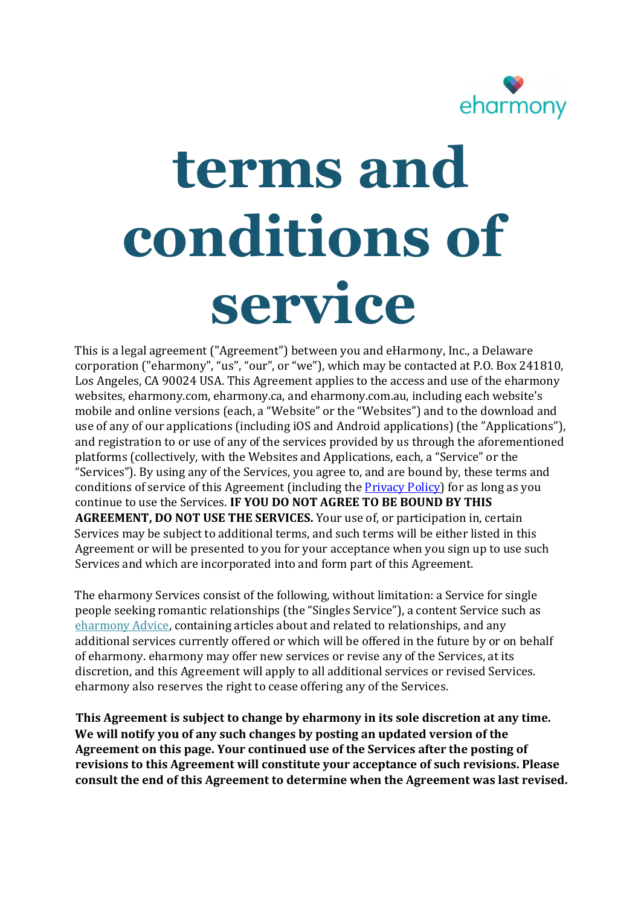eharmony

# terms and conditions of service

This is a legal agreement ("Agreement") between you and eHarmony, Inc., a Delaware corporation ("eharmony", "us", "our", or "we"), which may be contacted at P.O. Box 241810, Los Angeles, CA 90024 USA. This Agreement applies to the access and use of the eharmony websites, eharmony.com, eharmony.ca, and eharmony.com.au, including each website's mobile and online versions (each, a "Website" or the "Websites") and to the download and use of any of our applications (including iOS and Android applications) (the "Applications"), and registration to or use of any of the services provided by us through the aforementioned platforms (collectively, with the Websites and Applications, each, a "Service" or the "Services"). By using any of the Services, you agree to, and are bound by, these terms and conditions of service of this Agreement (including the [Privacy Policy]) for as long as you continue to use the Services. **IF YOU DO NOT AGREE TO BE BOUND BY THIS AGREEMENT, DO NOT USE THE SERVICES.** Your use of, or participation in, certain Services may be subject to additional terms, and such terms will be either listed in this Agreement or will be presented to you for your acceptance when you sign up to use such Services and which are incorporated into and form part of this Agreement.

The eharmony Services consist of the following, without limitation: a Service for single people seeking romantic relationships (the "Singles Service"), a content Service such as [eharmony Advice], containing articles about and related to relationships, and any additional services currently offered or which will be offered in the future by or on behalf of eharmony. eharmony may offer new services or revise any of the Services, at its discretion, and this Agreement will apply to all additional services or revised Services. eharmony also reserves the right to cease offering any of the Services.

**This Agreement is subject to change by eharmony in its sole discretion at any time. We will notify you of any such changes by posting an updated version of the Agreement on this page. Your continued use of the Services after the posting of revisions to this Agreement will constitute your acceptance of such revisions. Please consult the end of this Agreement to determine when the Agreement was last revised.**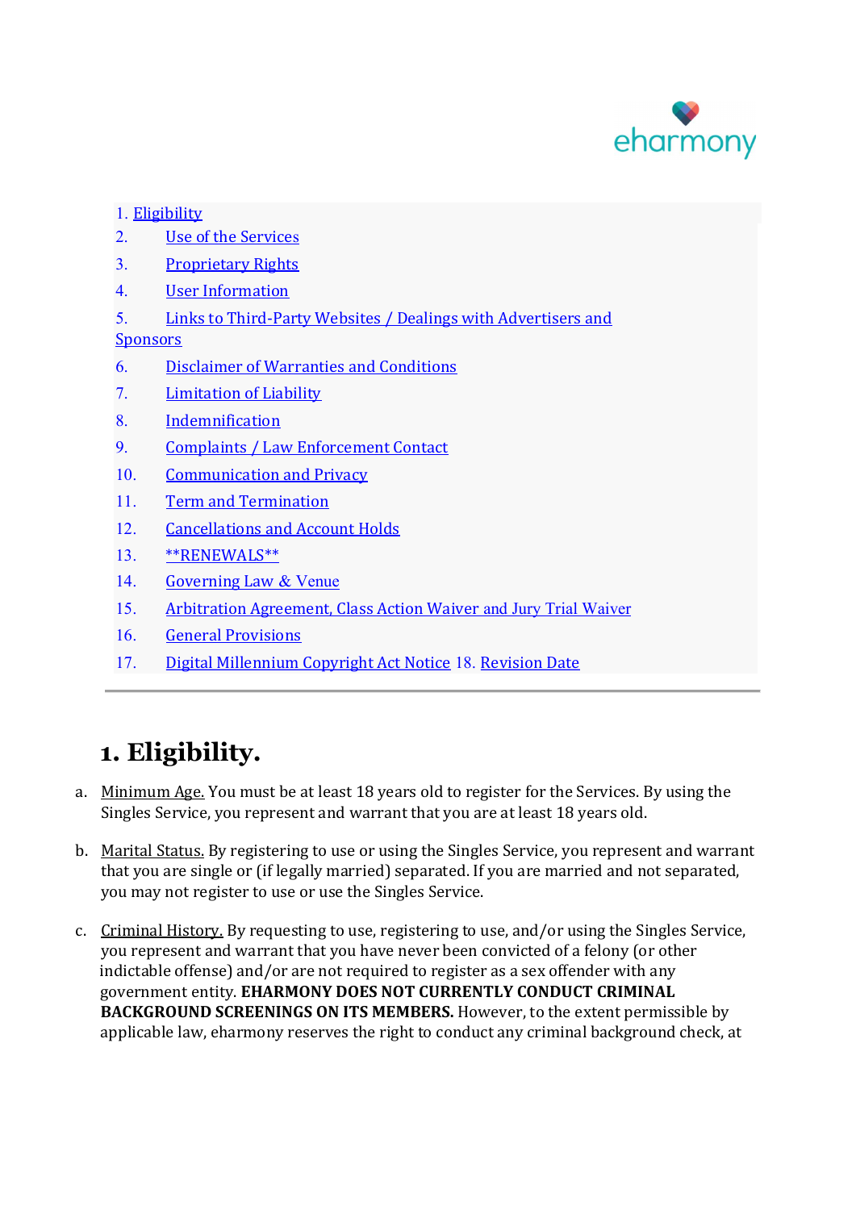1. Eligibility
2. Use of the Services
3. Proprietary Rights
4. User Information
5. Links to Third-Party Websites / Dealings with Advertisers and Sponsors
6. Disclaimer of Warranties and Conditions
7. Limitation of Liability
8. Indemnification
9. Complaints / Law Enforcement Contact
10. Communication and Privacy
11. Term and Termination
12. Cancellations and Account Holds
13. **RENEWALS**
14. Governing Law & Venue
15. Arbitration Agreement, Class Action Waiver and Jury Trial Waiver
16. General Provisions
17. Digital Millennium Copyright Act Notice
18. Revision Date

---

# 1. Eligibility.

a. Minimum Age. You must be at least 18 years old to register for the Services. By using the Singles Service, you represent and warrant that you are at least 18 years old.

b. Marital Status. By registering to use or using the Singles Service, you represent and warrant that you are single or (if legally married) separated. If you are married and not separated, you may not register to use or use the Singles Service.

c. Criminal History. By requesting to use, registering to use, and/or using the Singles Service, you represent and warrant that you have never been convicted of a felony (or other indictable offense) and/or are not required to register as a sex offender with any government entity. **EHARMONY DOES NOT CURRENTLY CONDUCT CRIMINAL BACKGROUND SCREENINGS ON ITS MEMBERS.** However, to the extent permissible by applicable law, eharmony reserves the right to conduct any criminal background check, at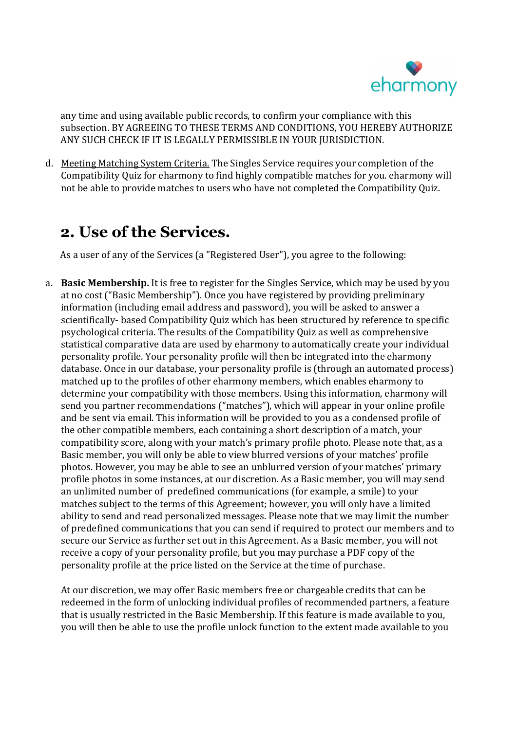any time and using available public records, to confirm your compliance with this subsection. BY AGREEING TO THESE TERMS AND CONDITIONS, YOU HEREBY AUTHORIZE ANY SUCH CHECK IF IT IS LEGALLY PERMISSIBLE IN YOUR JURISDICTION.

d. Meeting Matching System Criteria. The Singles Service requires your completion of the Compatibility Quiz for eharmony to find highly compatible matches for you. eharmony will not be able to provide matches to users who have not completed the Compatibility Quiz.

## 2. Use of the Services.

As a user of any of the Services (a "Registered User"), you agree to the following:

a. **Basic Membership.** It is free to register for the Singles Service, which may be used by you at no cost ("Basic Membership"). Once you have registered by providing preliminary information (including email address and password), you will be asked to answer a scientifically- based Compatibility Quiz which has been structured by reference to specific psychological criteria. The results of the Compatibility Quiz as well as comprehensive statistical comparative data are used by eharmony to automatically create your individual personality profile. Your personality profile will then be integrated into the eharmony database. Once in our database, your personality profile is (through an automated process) matched up to the profiles of other eharmony members, which enables eharmony to determine your compatibility with those members. Using this information, eharmony will send you partner recommendations ("matches"), which will appear in your online profile and be sent via email. This information will be provided to you as a condensed profile of the other compatible members, each containing a short description of a match, your compatibility score, along with your match's primary profile photo. Please note that, as a Basic member, you will only be able to view blurred versions of your matches' profile photos. However, you may be able to see an unblurred version of your matches' primary profile photos in some instances, at our discretion. As a Basic member, you will may send an unlimited number of predefined communications (for example, a smile) to your matches subject to the terms of this Agreement; however, you will only have a limited ability to send and read personalized messages. Please note that we may limit the number of predefined communications that you can send if required to protect our members and to secure our Service as further set out in this Agreement. As a Basic member, you will not receive a copy of your personality profile, but you may purchase a PDF copy of the personality profile at the price listed on the Service at the time of purchase.

At our discretion, we may offer Basic members free or chargeable credits that can be redeemed in the form of unlocking individual profiles of recommended partners, a feature that is usually restricted in the Basic Membership. If this feature is made available to you, you will then be able to use the profile unlock function to the extent made available to you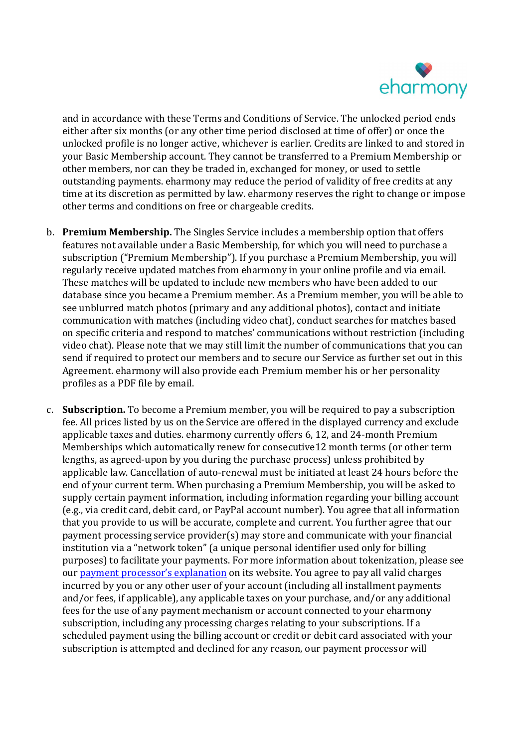and in accordance with these Terms and Conditions of Service. The unlocked period ends either after six months (or any other time period disclosed at time of offer) or once the unlocked profile is no longer active, whichever is earlier. Credits are linked to and stored in your Basic Membership account. They cannot be transferred to a Premium Membership or other members, nor can they be traded in, exchanged for money, or used to settle outstanding payments. eharmony may reduce the period of validity of free credits at any time at its discretion as permitted by law. eharmony reserves the right to change or impose other terms and conditions on free or chargeable credits.

b. **Premium Membership.** The Singles Service includes a membership option that offers features not available under a Basic Membership, for which you will need to purchase a subscription ("Premium Membership"). If you purchase a Premium Membership, you will regularly receive updated matches from eharmony in your online profile and via email. These matches will be updated to include new members who have been added to our database since you became a Premium member. As a Premium member, you will be able to see unblurred match photos (primary and any additional photos), contact and initiate communication with matches (including video chat), conduct searches for matches based on specific criteria and respond to matches' communications without restriction (including video chat). Please note that we may still limit the number of communications that you can send if required to protect our members and to secure our Service as further set out in this Agreement. eharmony will also provide each Premium member his or her personality profiles as a PDF file by email.

c. **Subscription.** To become a Premium member, you will be required to pay a subscription fee. All prices listed by us on the Service are offered in the displayed currency and exclude applicable taxes and duties. eharmony currently offers 6, 12, and 24-month Premium Memberships which automatically renew for consecutive12 month terms (or other term lengths, as agreed-upon by you during the purchase process) unless prohibited by applicable law. Cancellation of auto-renewal must be initiated at least 24 hours before the end of your current term. When purchasing a Premium Membership, you will be asked to supply certain payment information, including information regarding your billing account (e.g., via credit card, debit card, or PayPal account number). You agree that all information that you provide to us will be accurate, complete and current. You further agree that our payment processing service provider(s) may store and communicate with your financial institution via a "network token" (a unique personal identifier used only for billing purposes) to facilitate your payments. For more information about tokenization, please see our payment processor's explanation on its website. You agree to pay all valid charges incurred by you or any other user of your account (including all installment payments and/or fees, if applicable), any applicable taxes on your purchase, and/or any additional fees for the use of any payment mechanism or account connected to your eharmony subscription, including any processing charges relating to your subscriptions. If a scheduled payment using the billing account or credit or debit card associated with your subscription is attempted and declined for any reason, our payment processor will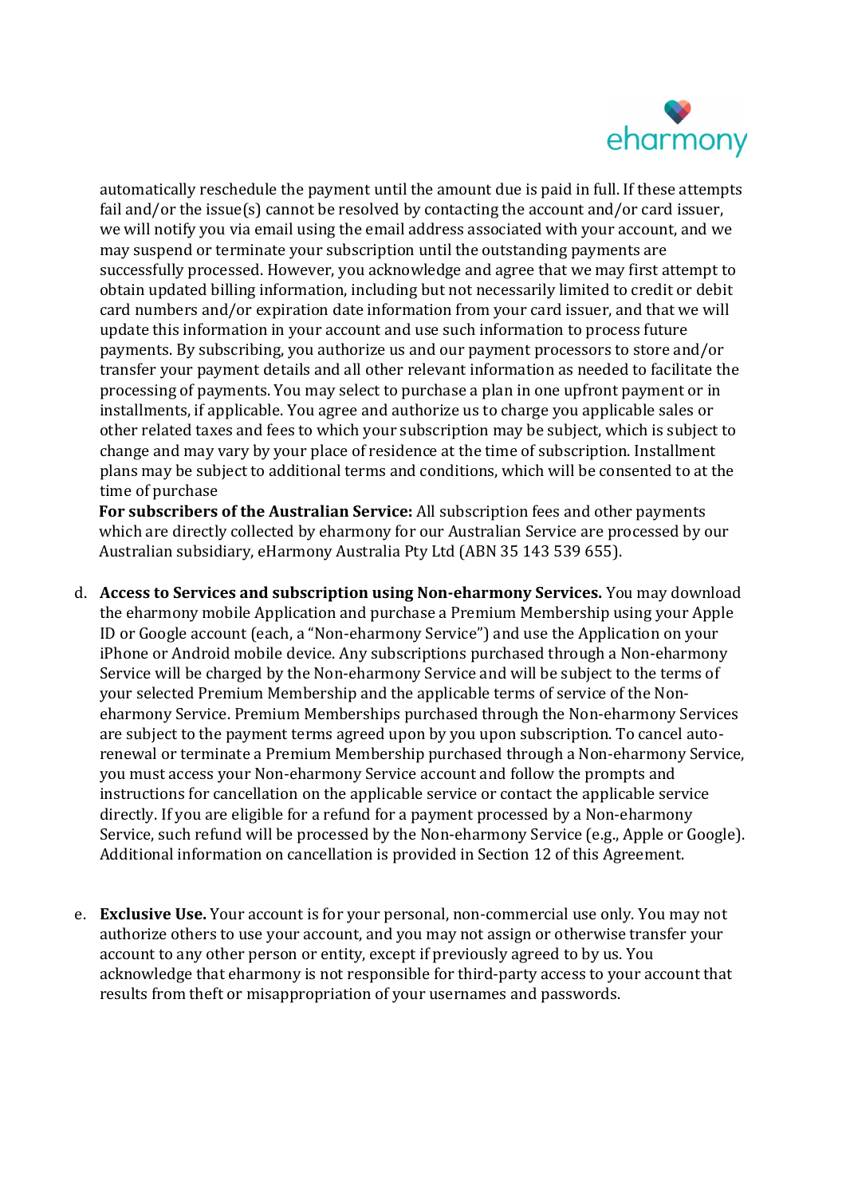automatically reschedule the payment until the amount due is paid in full. If these attempts fail and/or the issue(s) cannot be resolved by contacting the account and/or card issuer, we will notify you via email using the email address associated with your account, and we may suspend or terminate your subscription until the outstanding payments are successfully processed. However, you acknowledge and agree that we may first attempt to obtain updated billing information, including but not necessarily limited to credit or debit card numbers and/or expiration date information from your card issuer, and that we will update this information in your account and use such information to process future payments. By subscribing, you authorize us and our payment processors to store and/or transfer your payment details and all other relevant information as needed to facilitate the processing of payments. You may select to purchase a plan in one upfront payment or in installments, if applicable. You agree and authorize us to charge you applicable sales or other related taxes and fees to which your subscription may be subject, which is subject to change and may vary by your place of residence at the time of subscription. Installment plans may be subject to additional terms and conditions, which will be consented to at the time of purchase

**For subscribers of the Australian Service:** All subscription fees and other payments which are directly collected by eharmony for our Australian Service are processed by our Australian subsidiary, eHarmony Australia Pty Ltd (ABN 35 143 539 655).

d. **Access to Services and subscription using Non-eharmony Services.** You may download the eharmony mobile Application and purchase a Premium Membership using your Apple ID or Google account (each, a "Non-eharmony Service") and use the Application on your iPhone or Android mobile device. Any subscriptions purchased through a Non-eharmony Service will be charged by the Non-eharmony Service and will be subject to the terms of your selected Premium Membership and the applicable terms of service of the Non-eharmony Service. Premium Memberships purchased through the Non-eharmony Services are subject to the payment terms agreed upon by you upon subscription. To cancel auto-renewal or terminate a Premium Membership purchased through a Non-eharmony Service, you must access your Non-eharmony Service account and follow the prompts and instructions for cancellation on the applicable service or contact the applicable service directly. If you are eligible for a refund for a payment processed by a Non-eharmony Service, such refund will be processed by the Non-eharmony Service (e.g., Apple or Google). Additional information on cancellation is provided in Section 12 of this Agreement.

e. **Exclusive Use.** Your account is for your personal, non-commercial use only. You may not authorize others to use your account, and you may not assign or otherwise transfer your account to any other person or entity, except if previously agreed to by us. You acknowledge that eharmony is not responsible for third-party access to your account that results from theft or misappropriation of your usernames and passwords.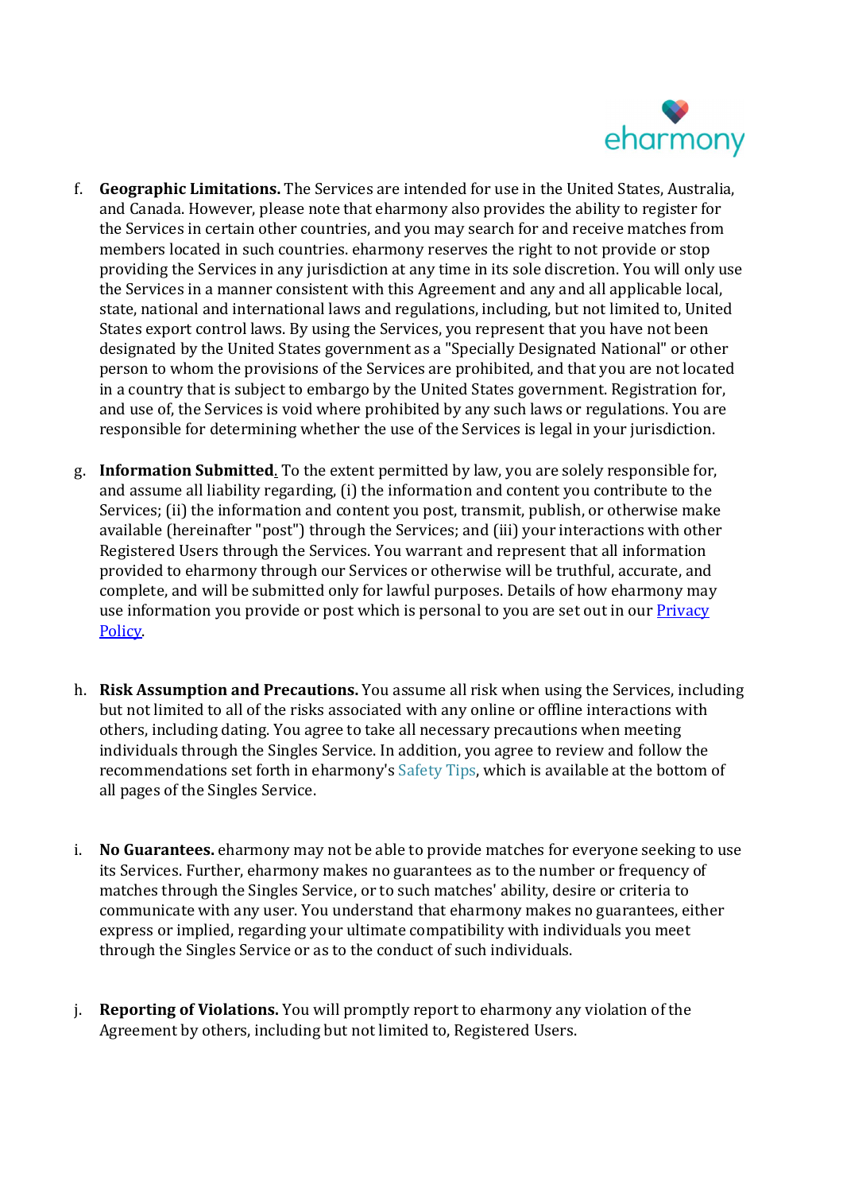f. **Geographic Limitations.** The Services are intended for use in the United States, Australia, and Canada. However, please note that eharmony also provides the ability to register for the Services in certain other countries, and you may search for and receive matches from members located in such countries. eharmony reserves the right to not provide or stop providing the Services in any jurisdiction at any time in its sole discretion. You will only use the Services in a manner consistent with this Agreement and any and all applicable local, state, national and international laws and regulations, including, but not limited to, United States export control laws. By using the Services, you represent that you have not been designated by the United States government as a "Specially Designated National" or other person to whom the provisions of the Services are prohibited, and that you are not located in a country that is subject to embargo by the United States government. Registration for, and use of, the Services is void where prohibited by any such laws or regulations. You are responsible for determining whether the use of the Services is legal in your jurisdiction.

g. **Information Submitted.** To the extent permitted by law, you are solely responsible for, and assume all liability regarding, (i) the information and content you contribute to the Services; (ii) the information and content you post, transmit, publish, or otherwise make available (hereinafter "post") through the Services; and (iii) your interactions with other Registered Users through the Services. You warrant and represent that all information provided to eharmony through our Services or otherwise will be truthful, accurate, and complete, and will be submitted only for lawful purposes. Details of how eharmony may use information you provide or post which is personal to you are set out in our [Privacy Policy](). 

h. **Risk Assumption and Precautions.** You assume all risk when using the Services, including but not limited to all of the risks associated with any online or offline interactions with others, including dating. You agree to take all necessary precautions when meeting individuals through the Singles Service. In addition, you agree to review and follow the recommendations set forth in eharmony's Safety Tips, which is available at the bottom of all pages of the Singles Service.

i. **No Guarantees.** eharmony may not be able to provide matches for everyone seeking to use its Services. Further, eharmony makes no guarantees as to the number or frequency of matches through the Singles Service, or to such matches' ability, desire or criteria to communicate with any user. You understand that eharmony makes no guarantees, either express or implied, regarding your ultimate compatibility with individuals you meet through the Singles Service or as to the conduct of such individuals.

j. **Reporting of Violations.** You will promptly report to eharmony any violation of the Agreement by others, including but not limited to, Registered Users.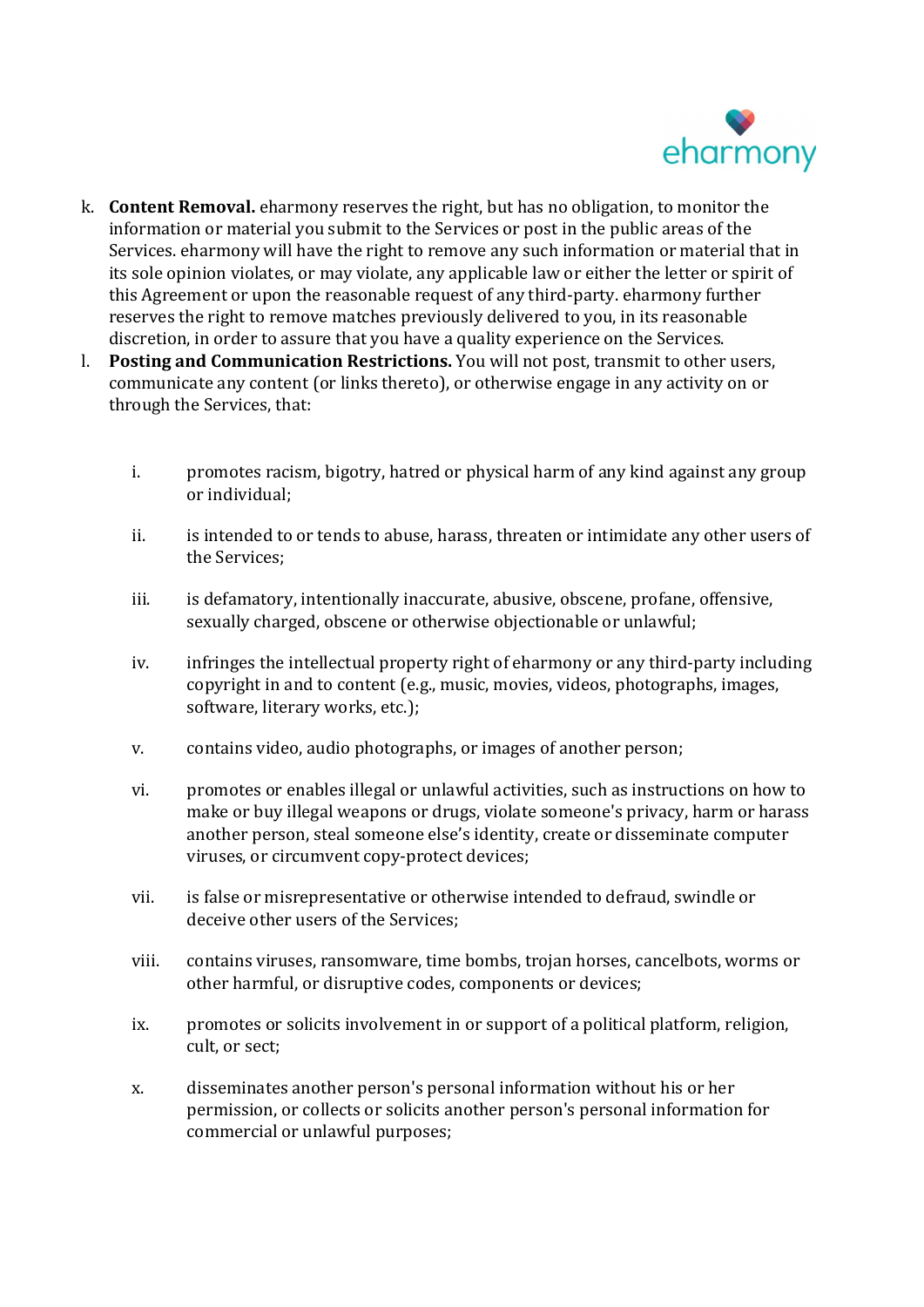k. **Content Removal.** eharmony reserves the right, but has no obligation, to monitor the information or material you submit to the Services or post in the public areas of the Services. eharmony will have the right to remove any such information or material that in its sole opinion violates, or may violate, any applicable law or either the letter or spirit of this Agreement or upon the reasonable request of any third-party. eharmony further reserves the right to remove matches previously delivered to you, in its reasonable discretion, in order to assure that you have a quality experience on the Services.

l. **Posting and Communication Restrictions.** You will not post, transmit to other users, communicate any content (or links thereto), or otherwise engage in any activity on or through the Services, that:

   i. promotes racism, bigotry, hatred or physical harm of any kind against any group or individual;

   ii. is intended to or tends to abuse, harass, threaten or intimidate any other users of the Services;

   iii. is defamatory, intentionally inaccurate, abusive, obscene, profane, offensive, sexually charged, obscene or otherwise objectionable or unlawful;

   iv. infringes the intellectual property right of eharmony or any third-party including copyright in and to content (e.g., music, movies, videos, photographs, images, software, literary works, etc.);

   v. contains video, audio photographs, or images of another person;

   vi. promotes or enables illegal or unlawful activities, such as instructions on how to make or buy illegal weapons or drugs, violate someone's privacy, harm or harass another person, steal someone else's identity, create or disseminate computer viruses, or circumvent copy-protect devices;

   vii. is false or misrepresentative or otherwise intended to defraud, swindle or deceive other users of the Services;

   viii. contains viruses, ransomware, time bombs, trojan horses, cancelbots, worms or other harmful, or disruptive codes, components or devices;

   ix. promotes or solicits involvement in or support of a political platform, religion, cult, or sect;

   x. disseminates another person's personal information without his or her permission, or collects or solicits another person's personal information for commercial or unlawful purposes;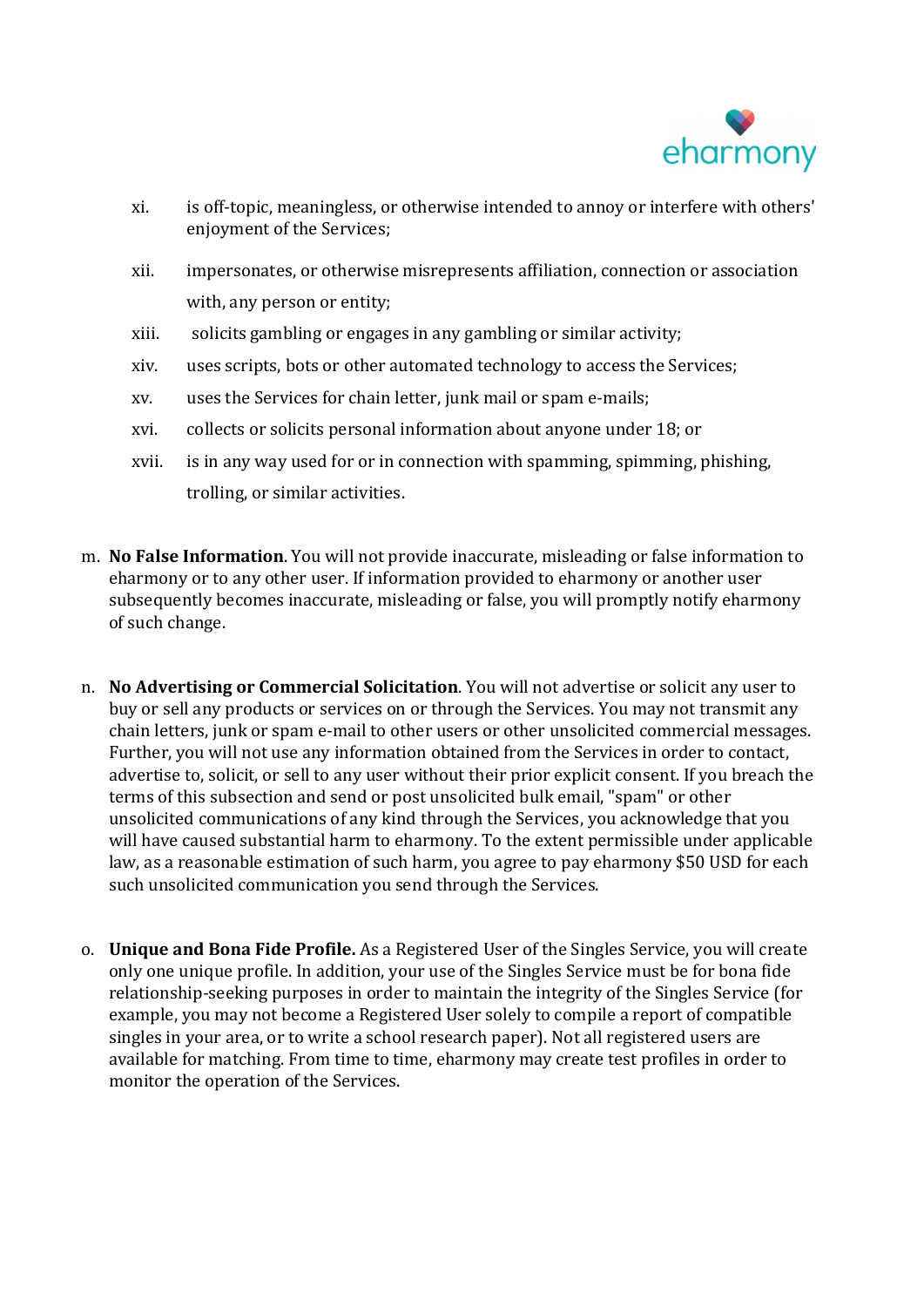xi. is off-topic, meaningless, or otherwise intended to annoy or interfere with others' enjoyment of the Services;

xii. impersonates, or otherwise misrepresents affiliation, connection or association with, any person or entity;

xiii. solicits gambling or engages in any gambling or similar activity;

xiv. uses scripts, bots or other automated technology to access the Services;

xv. uses the Services for chain letter, junk mail or spam e-mails;

xvi. collects or solicits personal information about anyone under 18; or

xvii. is in any way used for or in connection with spamming, spimming, phishing, trolling, or similar activities.

m. **No False Information**. You will not provide inaccurate, misleading or false information to eharmony or to any other user. If information provided to eharmony or another user subsequently becomes inaccurate, misleading or false, you will promptly notify eharmony of such change.

n. **No Advertising or Commercial Solicitation**. You will not advertise or solicit any user to buy or sell any products or services on or through the Services. You may not transmit any chain letters, junk or spam e-mail to other users or other unsolicited commercial messages. Further, you will not use any information obtained from the Services in order to contact, advertise to, solicit, or sell to any user without their prior explicit consent. If you breach the terms of this subsection and send or post unsolicited bulk email, "spam" or other unsolicited communications of any kind through the Services, you acknowledge that you will have caused substantial harm to eharmony. To the extent permissible under applicable law, as a reasonable estimation of such harm, you agree to pay eharmony $50 USD for each such unsolicited communication you send through the Services.

o. **Unique and Bona Fide Profile.** As a Registered User of the Singles Service, you will create only one unique profile. In addition, your use of the Singles Service must be for bona fide relationship-seeking purposes in order to maintain the integrity of the Singles Service (for example, you may not become a Registered User solely to compile a report of compatible singles in your area, or to write a school research paper). Not all registered users are available for matching. From time to time, eharmony may create test profiles in order to monitor the operation of the Services.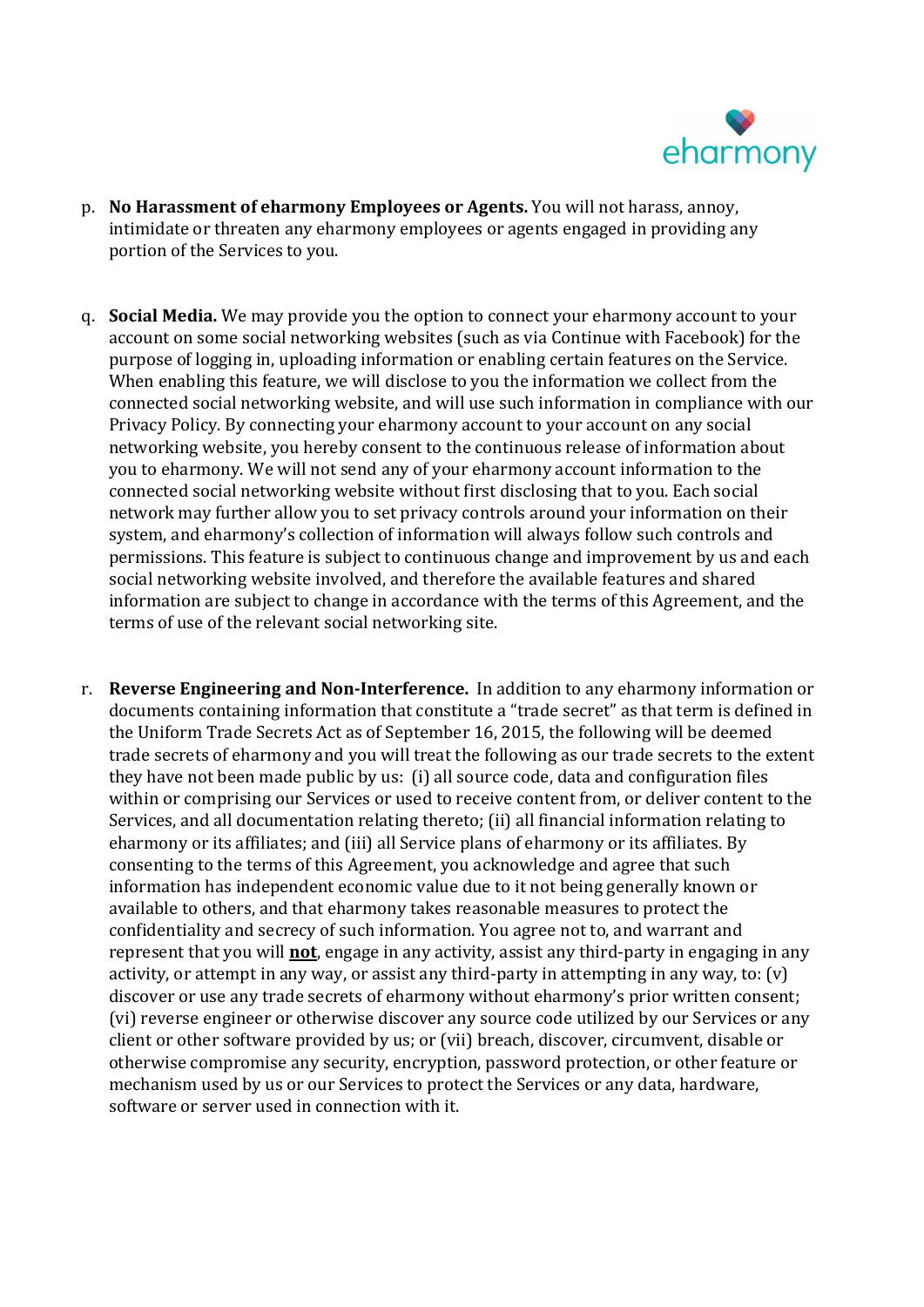p. **No Harassment of eharmony Employees or Agents.** You will not harass, annoy, intimidate or threaten any eharmony employees or agents engaged in providing any portion of the Services to you.

q. **Social Media.** We may provide you the option to connect your eharmony account to your account on some social networking websites (such as via Continue with Facebook) for the purpose of logging in, uploading information or enabling certain features on the Service. When enabling this feature, we will disclose to you the information we collect from the connected social networking website, and will use such information in compliance with our Privacy Policy. By connecting your eharmony account to your account on any social networking website, you hereby consent to the continuous release of information about you to eharmony. We will not send any of your eharmony account information to the connected social networking website without first disclosing that to you. Each social network may further allow you to set privacy controls around your information on their system, and eharmony's collection of information will always follow such controls and permissions. This feature is subject to continuous change and improvement by us and each social networking website involved, and therefore the available features and shared information are subject to change in accordance with the terms of this Agreement, and the terms of use of the relevant social networking site.

r. **Reverse Engineering and Non-Interference.** In addition to any eharmony information or documents containing information that constitute a "trade secret" as that term is defined in the Uniform Trade Secrets Act as of September 16, 2015, the following will be deemed trade secrets of eharmony and you will treat the following as our trade secrets to the extent they have not been made public by us: (i) all source code, data and configuration files within or comprising our Services or used to receive content from, or deliver content to the Services, and all documentation relating thereto; (ii) all financial information relating to eharmony or its affiliates; and (iii) all Service plans of eharmony or its affiliates. By consenting to the terms of this Agreement, you acknowledge and agree that such information has independent economic value due to it not being generally known or available to others, and that eharmony takes reasonable measures to protect the confidentiality and secrecy of such information. You agree not to, and warrant and represent that you will **not**, engage in any activity, assist any third-party in engaging in any activity, or attempt in any way, or assist any third-party in attempting in any way, to: (v) discover or use any trade secrets of eharmony without eharmony's prior written consent; (vi) reverse engineer or otherwise discover any source code utilized by our Services or any client or other software provided by us; or (vii) breach, discover, circumvent, disable or otherwise compromise any security, encryption, password protection, or other feature or mechanism used by us or our Services to protect the Services or any data, hardware, software or server used in connection with it.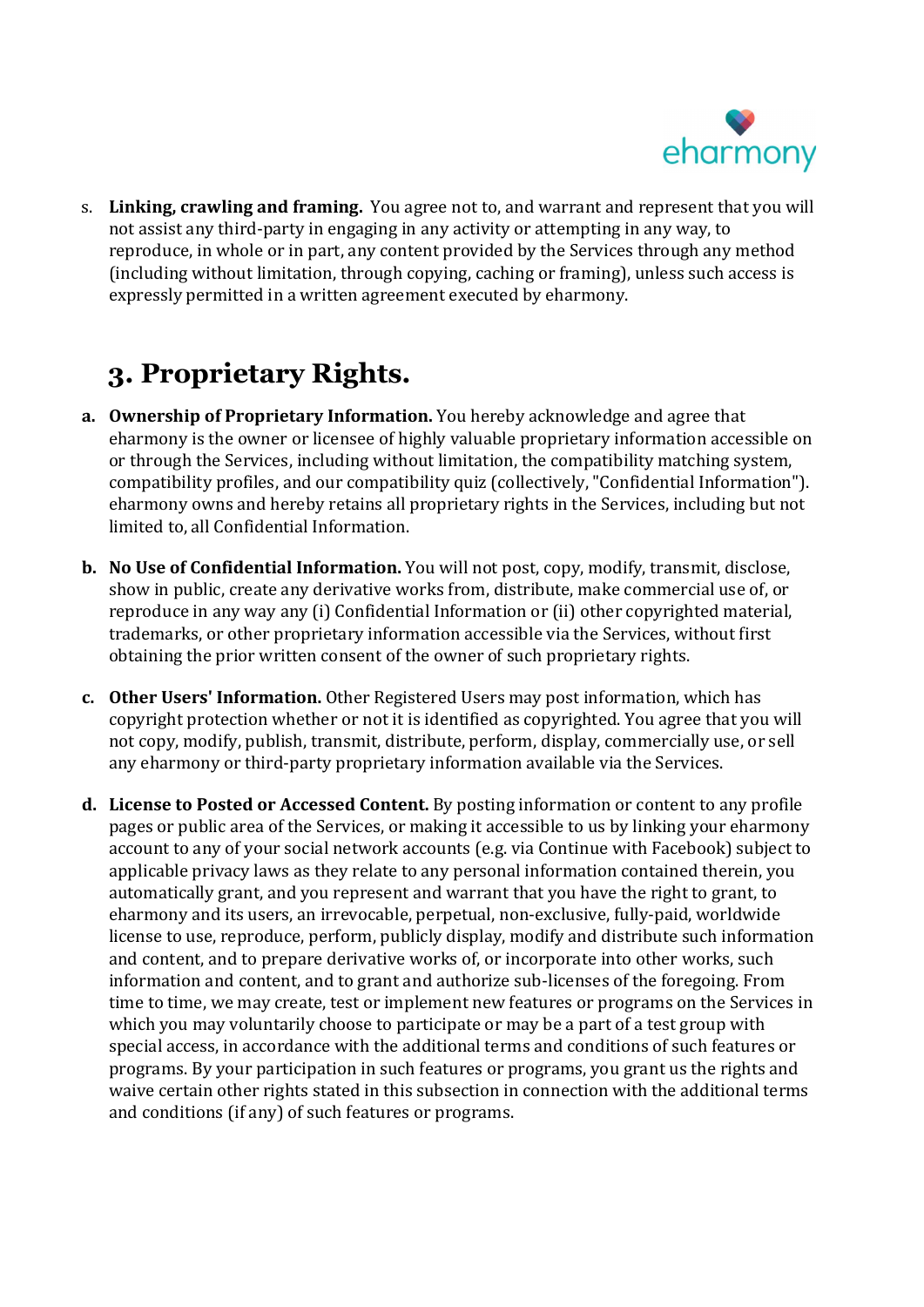s. **Linking, crawling and framing.** You agree not to, and warrant and represent that you will not assist any third-party in engaging in any activity or attempting in any way, to reproduce, in whole or in part, any content provided by the Services through any method (including without limitation, through copying, caching or framing), unless such access is expressly permitted in a written agreement executed by eharmony.

## 3. Proprietary Rights.

a. **Ownership of Proprietary Information.** You hereby acknowledge and agree that eharmony is the owner or licensee of highly valuable proprietary information accessible on or through the Services, including without limitation, the compatibility matching system, compatibility profiles, and our compatibility quiz (collectively, "Confidential Information"). eharmony owns and hereby retains all proprietary rights in the Services, including but not limited to, all Confidential Information.

b. **No Use of Confidential Information.** You will not post, copy, modify, transmit, disclose, show in public, create any derivative works from, distribute, make commercial use of, or reproduce in any way any (i) Confidential Information or (ii) other copyrighted material, trademarks, or other proprietary information accessible via the Services, without first obtaining the prior written consent of the owner of such proprietary rights.

c. **Other Users' Information.** Other Registered Users may post information, which has copyright protection whether or not it is identified as copyrighted. You agree that you will not copy, modify, publish, transmit, distribute, perform, display, commercially use, or sell any eharmony or third-party proprietary information available via the Services.

d. **License to Posted or Accessed Content.** By posting information or content to any profile pages or public area of the Services, or making it accessible to us by linking your eharmony account to any of your social network accounts (e.g. via Continue with Facebook) subject to applicable privacy laws as they relate to any personal information contained therein, you automatically grant, and you represent and warrant that you have the right to grant, to eharmony and its users, an irrevocable, perpetual, non-exclusive, fully-paid, worldwide license to use, reproduce, perform, publicly display, modify and distribute such information and content, and to prepare derivative works of, or incorporate into other works, such information and content, and to grant and authorize sub-licenses of the foregoing. From time to time, we may create, test or implement new features or programs on the Services in which you may voluntarily choose to participate or may be a part of a test group with special access, in accordance with the additional terms and conditions of such features or programs. By your participation in such features or programs, you grant us the rights and waive certain other rights stated in this subsection in connection with the additional terms and conditions (if any) of such features or programs.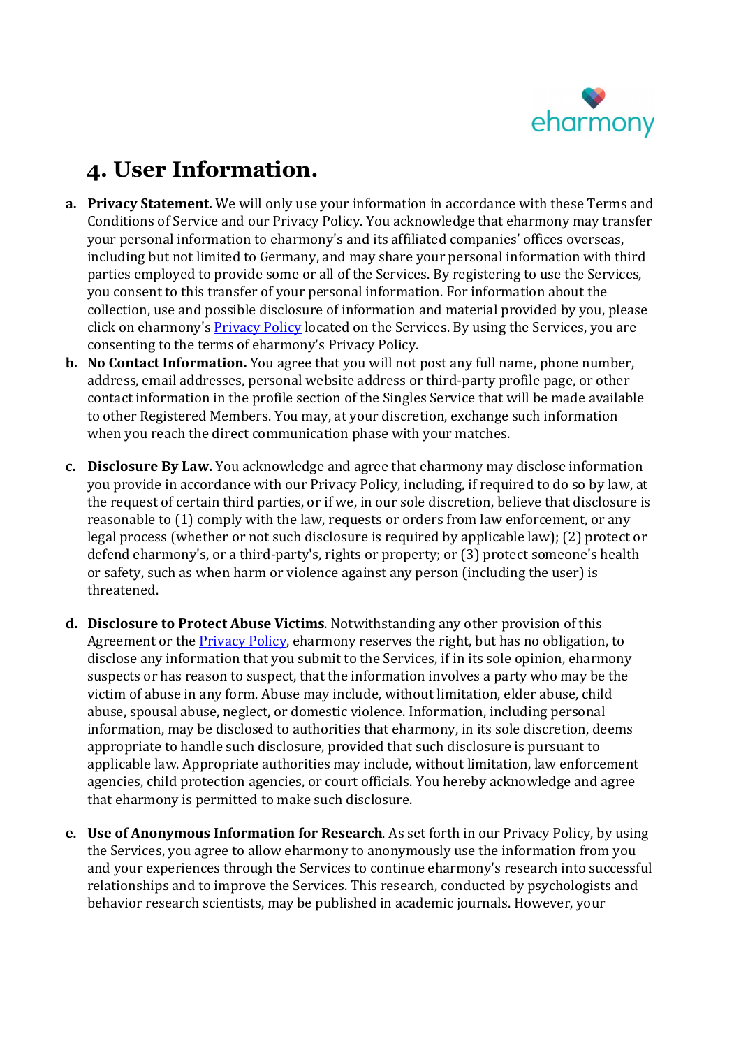# 4. User Information.

a. **Privacy Statement.** We will only use your information in accordance with these Terms and Conditions of Service and our Privacy Policy. You acknowledge that eharmony may transfer your personal information to eharmony's and its affiliated companies' offices overseas, including but not limited to Germany, and may share your personal information with third parties employed to provide some or all of the Services. By registering to use the Services, you consent to this transfer of your personal information. For information about the collection, use and possible disclosure of information and material provided by you, please click on eharmony's Privacy Policy located on the Services. By using the Services, you are consenting to the terms of eharmony's Privacy Policy.

b. **No Contact Information.** You agree that you will not post any full name, phone number, address, email addresses, personal website address or third-party profile page, or other contact information in the profile section of the Singles Service that will be made available to other Registered Members. You may, at your discretion, exchange such information when you reach the direct communication phase with your matches.

c. **Disclosure By Law.** You acknowledge and agree that eharmony may disclose information you provide in accordance with our Privacy Policy, including, if required to do so by law, at the request of certain third parties, or if we, in our sole discretion, believe that disclosure is reasonable to (1) comply with the law, requests or orders from law enforcement, or any legal process (whether or not such disclosure is required by applicable law); (2) protect or defend eharmony's, or a third-party's, rights or property; or (3) protect someone's health or safety, such as when harm or violence against any person (including the user) is threatened.

d. **Disclosure to Protect Abuse Victims**. Notwithstanding any other provision of this Agreement or the Privacy Policy, eharmony reserves the right, but has no obligation, to disclose any information that you submit to the Services, if in its sole opinion, eharmony suspects or has reason to suspect, that the information involves a party who may be the victim of abuse in any form. Abuse may include, without limitation, elder abuse, child abuse, spousal abuse, neglect, or domestic violence. Information, including personal information, may be disclosed to authorities that eharmony, in its sole discretion, deems appropriate to handle such disclosure, provided that such disclosure is pursuant to applicable law. Appropriate authorities may include, without limitation, law enforcement agencies, child protection agencies, or court officials. You hereby acknowledge and agree that eharmony is permitted to make such disclosure.

e. **Use of Anonymous Information for Research**. As set forth in our Privacy Policy, by using the Services, you agree to allow eharmony to anonymously use the information from you and your experiences through the Services to continue eharmony's research into successful relationships and to improve the Services. This research, conducted by psychologists and behavior research scientists, may be published in academic journals. However, your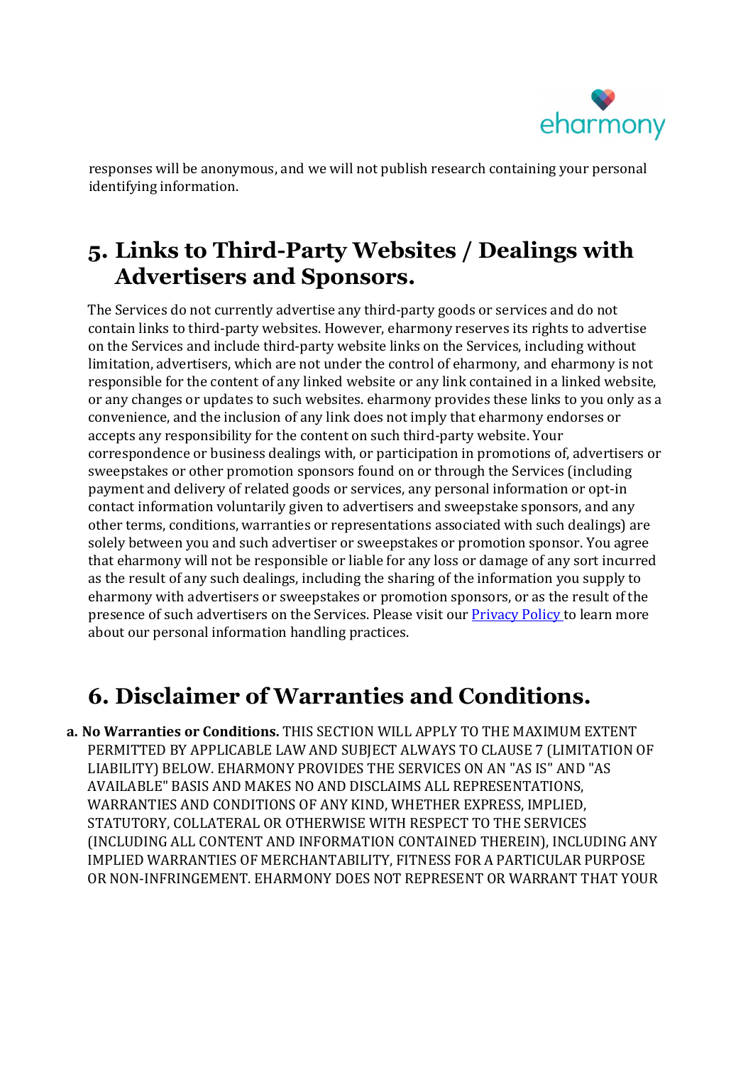responses will be anonymous, and we will not publish research containing your personal identifying information.

## 5. Links to Third-Party Websites / Dealings with Advertisers and Sponsors.

The Services do not currently advertise any third-party goods or services and do not contain links to third-party websites. However, eharmony reserves its rights to advertise on the Services and include third-party website links on the Services, including without limitation, advertisers, which are not under the control of eharmony, and eharmony is not responsible for the content of any linked website or any link contained in a linked website, or any changes or updates to such websites. eharmony provides these links to you only as a convenience, and the inclusion of any link does not imply that eharmony endorses or accepts any responsibility for the content on such third-party website. Your correspondence or business dealings with, or participation in promotions of, advertisers or sweepstakes or other promotion sponsors found on or through the Services (including payment and delivery of related goods or services, any personal information or opt-in contact information voluntarily given to advertisers and sweepstake sponsors, and any other terms, conditions, warranties or representations associated with such dealings) are solely between you and such advertiser or sweepstakes or promotion sponsor. You agree that eharmony will not be responsible or liable for any loss or damage of any sort incurred as the result of any such dealings, including the sharing of the information you supply to eharmony with advertisers or sweepstakes or promotion sponsors, or as the result of the presence of such advertisers on the Services. Please visit our [Privacy Policy](#) to learn more about our personal information handling practices.

## 6. Disclaimer of Warranties and Conditions.

**a. No Warranties or Conditions.** THIS SECTION WILL APPLY TO THE MAXIMUM EXTENT PERMITTED BY APPLICABLE LAW AND SUBJECT ALWAYS TO CLAUSE 7 (LIMITATION OF LIABILITY) BELOW. EHARMONY PROVIDES THE SERVICES ON AN "AS IS" AND "AS AVAILABLE" BASIS AND MAKES NO AND DISCLAIMS ALL REPRESENTATIONS, WARRANTIES AND CONDITIONS OF ANY KIND, WHETHER EXPRESS, IMPLIED, STATUTORY, COLLATERAL OR OTHERWISE WITH RESPECT TO THE SERVICES (INCLUDING ALL CONTENT AND INFORMATION CONTAINED THEREIN), INCLUDING ANY IMPLIED WARRANTIES OF MERCHANTABILITY, FITNESS FOR A PARTICULAR PURPOSE OR NON-INFRINGEMENT. EHARMONY DOES NOT REPRESENT OR WARRANT THAT YOUR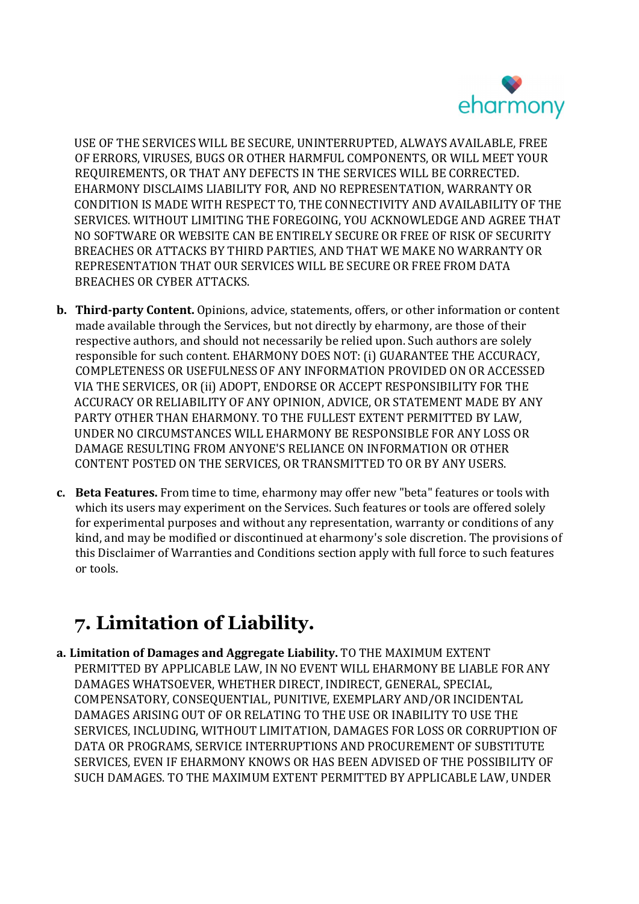USE OF THE SERVICES WILL BE SECURE, UNINTERRUPTED, ALWAYS AVAILABLE, FREE OF ERRORS, VIRUSES, BUGS OR OTHER HARMFUL COMPONENTS, OR WILL MEET YOUR REQUIREMENTS, OR THAT ANY DEFECTS IN THE SERVICES WILL BE CORRECTED. EHARMONY DISCLAIMS LIABILITY FOR, AND NO REPRESENTATION, WARRANTY OR CONDITION IS MADE WITH RESPECT TO, THE CONNECTIVITY AND AVAILABILITY OF THE SERVICES. WITHOUT LIMITING THE FOREGOING, YOU ACKNOWLEDGE AND AGREE THAT NO SOFTWARE OR WEBSITE CAN BE ENTIRELY SECURE OR FREE OF RISK OF SECURITY BREACHES OR ATTACKS BY THIRD PARTIES, AND THAT WE MAKE NO WARRANTY OR REPRESENTATION THAT OUR SERVICES WILL BE SECURE OR FREE FROM DATA BREACHES OR CYBER ATTACKS.

**b. Third-party Content.** Opinions, advice, statements, offers, or other information or content made available through the Services, but not directly by eharmony, are those of their respective authors, and should not necessarily be relied upon. Such authors are solely responsible for such content. EHARMONY DOES NOT: (i) GUARANTEE THE ACCURACY, COMPLETENESS OR USEFULNESS OF ANY INFORMATION PROVIDED ON OR ACCESSED VIA THE SERVICES, OR (ii) ADOPT, ENDORSE OR ACCEPT RESPONSIBILITY FOR THE ACCURACY OR RELIABILITY OF ANY OPINION, ADVICE, OR STATEMENT MADE BY ANY PARTY OTHER THAN EHARMONY. TO THE FULLEST EXTENT PERMITTED BY LAW, UNDER NO CIRCUMSTANCES WILL EHARMONY BE RESPONSIBLE FOR ANY LOSS OR DAMAGE RESULTING FROM ANYONE'S RELIANCE ON INFORMATION OR OTHER CONTENT POSTED ON THE SERVICES, OR TRANSMITTED TO OR BY ANY USERS.

**c. Beta Features.** From time to time, eharmony may offer new "beta" features or tools with which its users may experiment on the Services. Such features or tools are offered solely for experimental purposes and without any representation, warranty or conditions of any kind, and may be modified or discontinued at eharmony's sole discretion. The provisions of this Disclaimer of Warranties and Conditions section apply with full force to such features or tools.

# 7. Limitation of Liability.

**a. Limitation of Damages and Aggregate Liability.** TO THE MAXIMUM EXTENT PERMITTED BY APPLICABLE LAW, IN NO EVENT WILL EHARMONY BE LIABLE FOR ANY DAMAGES WHATSOEVER, WHETHER DIRECT, INDIRECT, GENERAL, SPECIAL, COMPENSATORY, CONSEQUENTIAL, PUNITIVE, EXEMPLARY AND/OR INCIDENTAL DAMAGES ARISING OUT OF OR RELATING TO THE USE OR INABILITY TO USE THE SERVICES, INCLUDING, WITHOUT LIMITATION, DAMAGES FOR LOSS OR CORRUPTION OF DATA OR PROGRAMS, SERVICE INTERRUPTIONS AND PROCUREMENT OF SUBSTITUTE SERVICES, EVEN IF EHARMONY KNOWS OR HAS BEEN ADVISED OF THE POSSIBILITY OF SUCH DAMAGES. TO THE MAXIMUM EXTENT PERMITTED BY APPLICABLE LAW, UNDER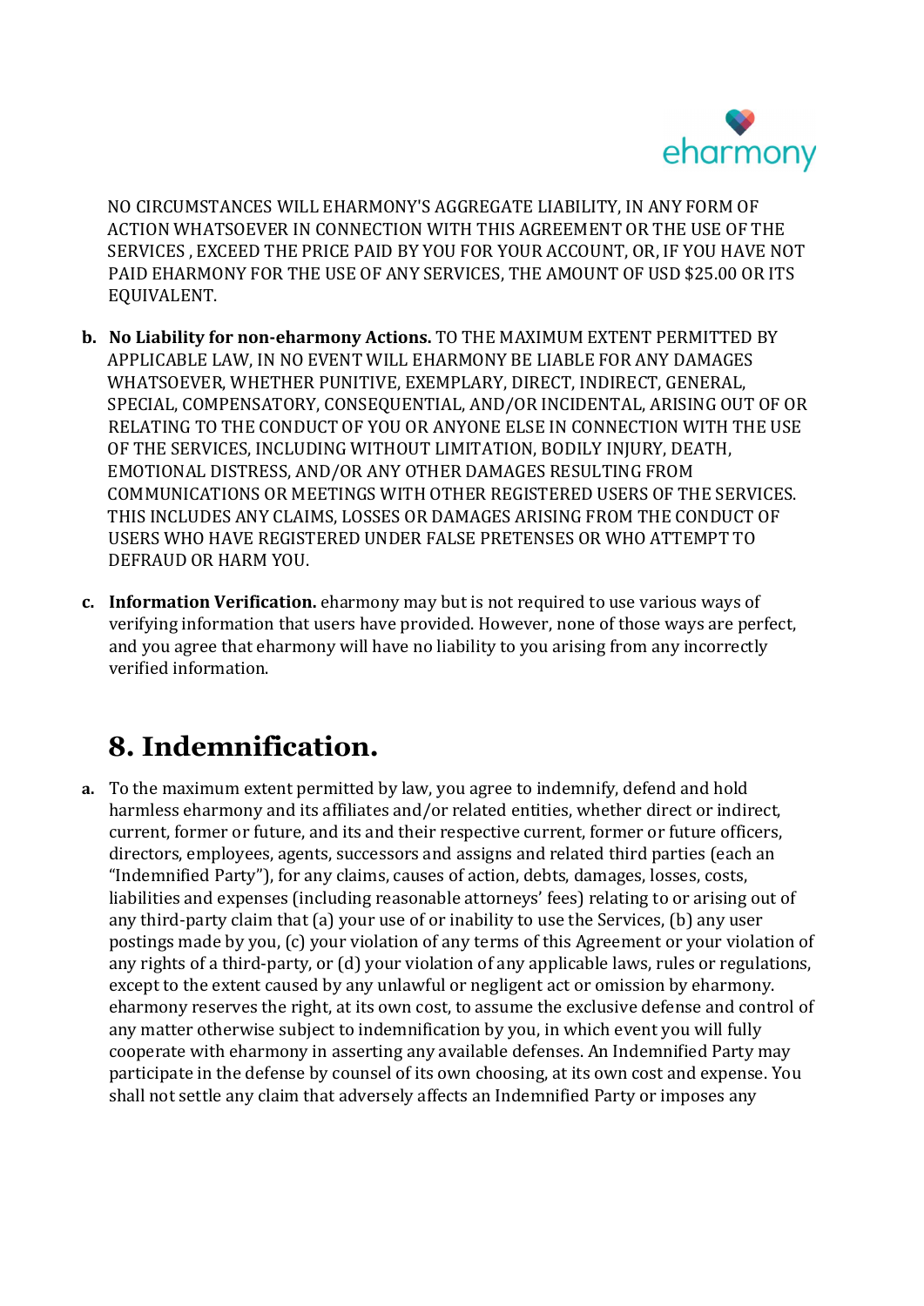NO CIRCUMSTANCES WILL EHARMONY'S AGGREGATE LIABILITY, IN ANY FORM OF ACTION WHATSOEVER IN CONNECTION WITH THIS AGREEMENT OR THE USE OF THE SERVICES , EXCEED THE PRICE PAID BY YOU FOR YOUR ACCOUNT, OR, IF YOU HAVE NOT PAID EHARMONY FOR THE USE OF ANY SERVICES, THE AMOUNT OF USD $25.00 OR ITS EQUIVALENT.

b. **No Liability for non-eharmony Actions.** TO THE MAXIMUM EXTENT PERMITTED BY APPLICABLE LAW, IN NO EVENT WILL EHARMONY BE LIABLE FOR ANY DAMAGES WHATSOEVER, WHETHER PUNITIVE, EXEMPLARY, DIRECT, INDIRECT, GENERAL, SPECIAL, COMPENSATORY, CONSEQUENTIAL, AND/OR INCIDENTAL, ARISING OUT OF OR RELATING TO THE CONDUCT OF YOU OR ANYONE ELSE IN CONNECTION WITH THE USE OF THE SERVICES, INCLUDING WITHOUT LIMITATION, BODILY INJURY, DEATH, EMOTIONAL DISTRESS, AND/OR ANY OTHER DAMAGES RESULTING FROM COMMUNICATIONS OR MEETINGS WITH OTHER REGISTERED USERS OF THE SERVICES. THIS INCLUDES ANY CLAIMS, LOSSES OR DAMAGES ARISING FROM THE CONDUCT OF USERS WHO HAVE REGISTERED UNDER FALSE PRETENSES OR WHO ATTEMPT TO DEFRAUD OR HARM YOU.

c. **Information Verification.** eharmony may but is not required to use various ways of verifying information that users have provided. However, none of those ways are perfect, and you agree that eharmony will have no liability to you arising from any incorrectly verified information.

# 8. Indemnification.

a. To the maximum extent permitted by law, you agree to indemnify, defend and hold harmless eharmony and its affiliates and/or related entities, whether direct or indirect, current, former or future, and its and their respective current, former or future officers, directors, employees, agents, successors and assigns and related third parties (each an "Indemnified Party"), for any claims, causes of action, debts, damages, losses, costs, liabilities and expenses (including reasonable attorneys' fees) relating to or arising out of any third-party claim that (a) your use of or inability to use the Services, (b) any user postings made by you, (c) your violation of any terms of this Agreement or your violation of any rights of a third-party, or (d) your violation of any applicable laws, rules or regulations, except to the extent caused by any unlawful or negligent act or omission by eharmony. eharmony reserves the right, at its own cost, to assume the exclusive defense and control of any matter otherwise subject to indemnification by you, in which event you will fully cooperate with eharmony in asserting any available defenses. An Indemnified Party may participate in the defense by counsel of its own choosing, at its own cost and expense. You shall not settle any claim that adversely affects an Indemnified Party or imposes any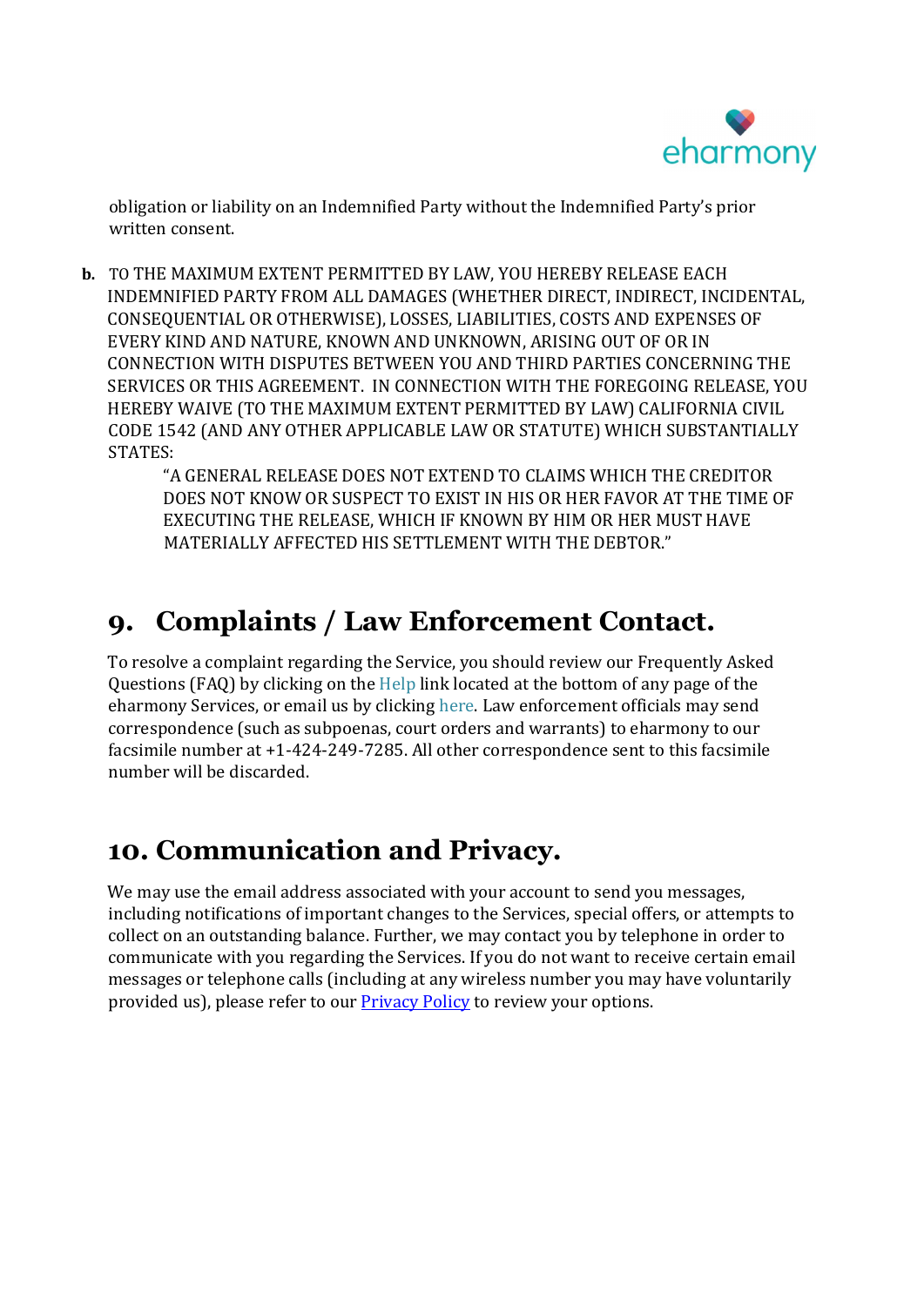obligation or liability on an Indemnified Party without the Indemnified Party's prior written consent.

**b.** TO THE MAXIMUM EXTENT PERMITTED BY LAW, YOU HEREBY RELEASE EACH INDEMNIFIED PARTY FROM ALL DAMAGES (WHETHER DIRECT, INDIRECT, INCIDENTAL, CONSEQUENTIAL OR OTHERWISE), LOSSES, LIABILITIES, COSTS AND EXPENSES OF EVERY KIND AND NATURE, KNOWN AND UNKNOWN, ARISING OUT OF OR IN CONNECTION WITH DISPUTES BETWEEN YOU AND THIRD PARTIES CONCERNING THE SERVICES OR THIS AGREEMENT. IN CONNECTION WITH THE FOREGOING RELEASE, YOU HEREBY WAIVE (TO THE MAXIMUM EXTENT PERMITTED BY LAW) CALIFORNIA CIVIL CODE 1542 (AND ANY OTHER APPLICABLE LAW OR STATUTE) WHICH SUBSTANTIALLY STATES:

> "A GENERAL RELEASE DOES NOT EXTEND TO CLAIMS WHICH THE CREDITOR DOES NOT KNOW OR SUSPECT TO EXIST IN HIS OR HER FAVOR AT THE TIME OF EXECUTING THE RELEASE, WHICH IF KNOWN BY HIM OR HER MUST HAVE MATERIALLY AFFECTED HIS SETTLEMENT WITH THE DEBTOR."

# 9. Complaints / Law Enforcement Contact.

To resolve a complaint regarding the Service, you should review our Frequently Asked Questions (FAQ) by clicking on the Help link located at the bottom of any page of the eharmony Services, or email us by clicking here. Law enforcement officials may send correspondence (such as subpoenas, court orders and warrants) to eharmony to our facsimile number at +1-424-249-7285. All other correspondence sent to this facsimile number will be discarded.

# 10. Communication and Privacy.

We may use the email address associated with your account to send you messages, including notifications of important changes to the Services, special offers, or attempts to collect on an outstanding balance. Further, we may contact you by telephone in order to communicate with you regarding the Services. If you do not want to receive certain email messages or telephone calls (including at any wireless number you may have voluntarily provided us), please refer to our Privacy Policy to review your options.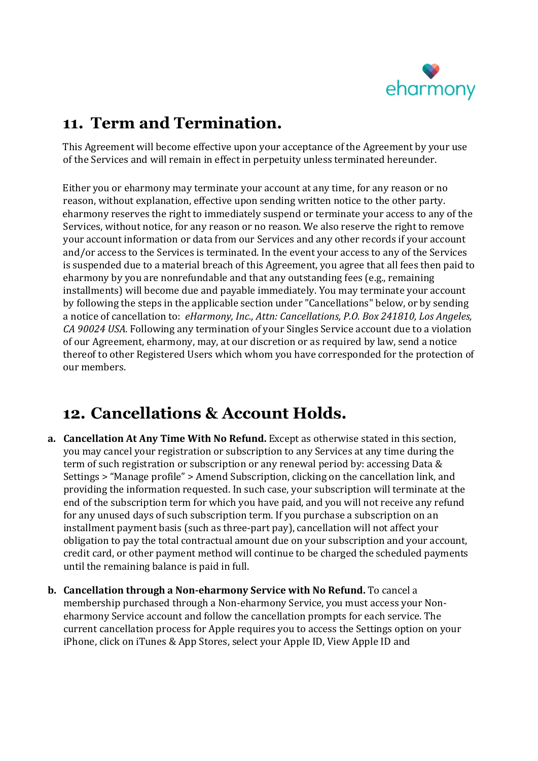## 11. Term and Termination.

This Agreement will become effective upon your acceptance of the Agreement by your use of the Services and will remain in effect in perpetuity unless terminated hereunder.

Either you or eharmony may terminate your account at any time, for any reason or no reason, without explanation, effective upon sending written notice to the other party. eharmony reserves the right to immediately suspend or terminate your access to any of the Services, without notice, for any reason or no reason. We also reserve the right to remove your account information or data from our Services and any other records if your account and/or access to the Services is terminated. In the event your access to any of the Services is suspended due to a material breach of this Agreement, you agree that all fees then paid to eharmony by you are nonrefundable and that any outstanding fees (e.g., remaining installments) will become due and payable immediately. You may terminate your account by following the steps in the applicable section under "Cancellations" below, or by sending a notice of cancellation to: *eHarmony, Inc., Attn: Cancellations, P.O. Box 241810, Los Angeles, CA 90024 USA.* Following any termination of your Singles Service account due to a violation of our Agreement, eharmony, may, at our discretion or as required by law, send a notice thereof to other Registered Users which whom you have corresponded for the protection of our members.

## 12. Cancellations & Account Holds.

a. **Cancellation At Any Time With No Refund.** Except as otherwise stated in this section, you may cancel your registration or subscription to any Services at any time during the term of such registration or subscription or any renewal period by: accessing Data & Settings > "Manage profile" > Amend Subscription, clicking on the cancellation link, and providing the information requested. In such case, your subscription will terminate at the end of the subscription term for which you have paid, and you will not receive any refund for any unused days of such subscription term. If you purchase a subscription on an installment payment basis (such as three-part pay), cancellation will not affect your obligation to pay the total contractual amount due on your subscription and your account, credit card, or other payment method will continue to be charged the scheduled payments until the remaining balance is paid in full.

b. **Cancellation through a Non-eharmony Service with No Refund.** To cancel a membership purchased through a Non-eharmony Service, you must access your Non-eharmony Service account and follow the cancellation prompts for each service. The current cancellation process for Apple requires you to access the Settings option on your iPhone, click on iTunes & App Stores, select your Apple ID, View Apple ID and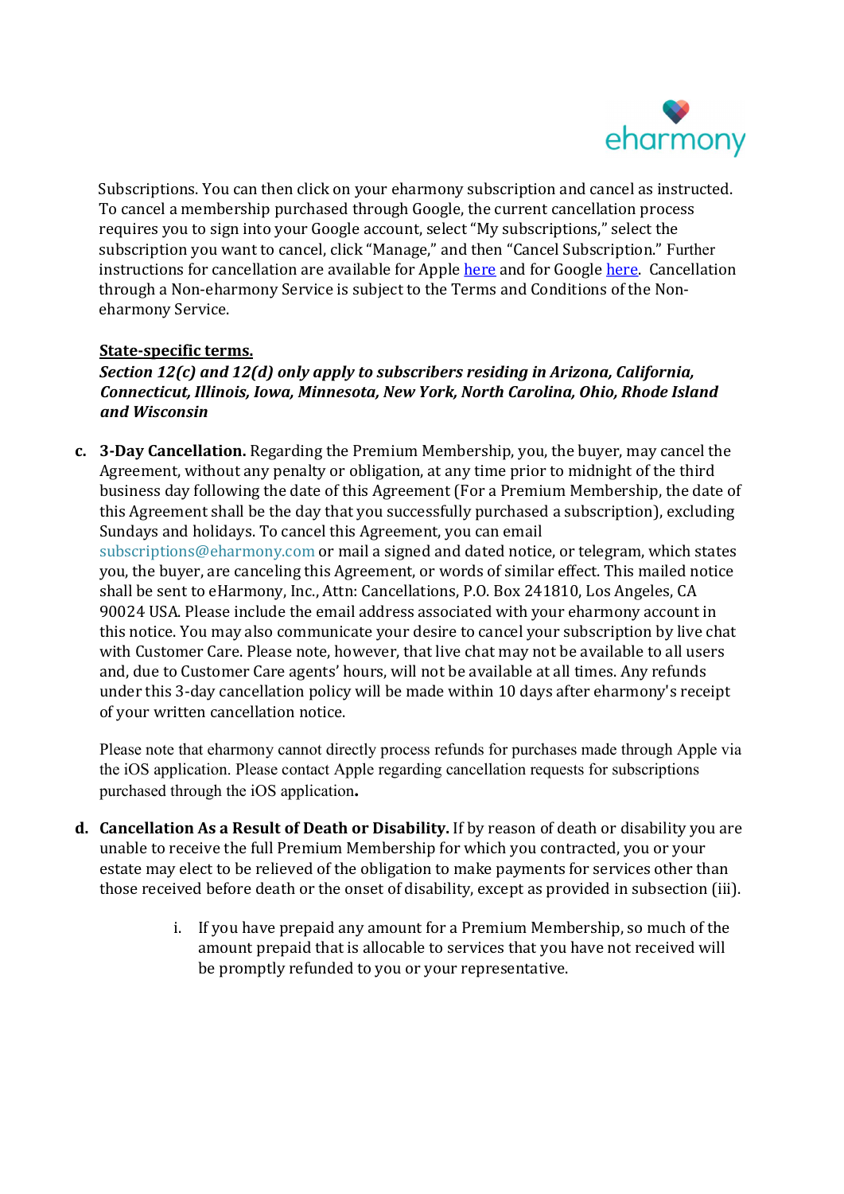Subscriptions. You can then click on your eharmony subscription and cancel as instructed. To cancel a membership purchased through Google, the current cancellation process requires you to sign into your Google account, select "My subscriptions," select the subscription you want to cancel, click "Manage," and then "Cancel Subscription." Further instructions for cancellation are available for Apple here and for Google here. Cancellation through a Non-eharmony Service is subject to the Terms and Conditions of the Non-eharmony Service.

**State-specific terms.**

***Section 12(c) and 12(d) only apply to subscribers residing in Arizona, California, Connecticut, Illinois, Iowa, Minnesota, New York, North Carolina, Ohio, Rhode Island and Wisconsin***

c. **3-Day Cancellation.** Regarding the Premium Membership, you, the buyer, may cancel the Agreement, without any penalty or obligation, at any time prior to midnight of the third business day following the date of this Agreement (For a Premium Membership, the date of this Agreement shall be the day that you successfully purchased a subscription), excluding Sundays and holidays. To cancel this Agreement, you can email subscriptions@eharmony.com or mail a signed and dated notice, or telegram, which states you, the buyer, are canceling this Agreement, or words of similar effect. This mailed notice shall be sent to eHarmony, Inc., Attn: Cancellations, P.O. Box 241810, Los Angeles, CA 90024 USA. Please include the email address associated with your eharmony account in this notice. You may also communicate your desire to cancel your subscription by live chat with Customer Care. Please note, however, that live chat may not be available to all users and, due to Customer Care agents' hours, will not be available at all times. Any refunds under this 3-day cancellation policy will be made within 10 days after eharmony's receipt of your written cancellation notice.

   Please note that eharmony cannot directly process refunds for purchases made through Apple via the iOS application. Please contact Apple regarding cancellation requests for subscriptions purchased through the iOS application**.**

d. **Cancellation As a Result of Death or Disability.** If by reason of death or disability you are unable to receive the full Premium Membership for which you contracted, you or your estate may elect to be relieved of the obligation to make payments for services other than those received before death or the onset of disability, except as provided in subsection (iii).

   i. If you have prepaid any amount for a Premium Membership, so much of the amount prepaid that is allocable to services that you have not received will be promptly refunded to you or your representative.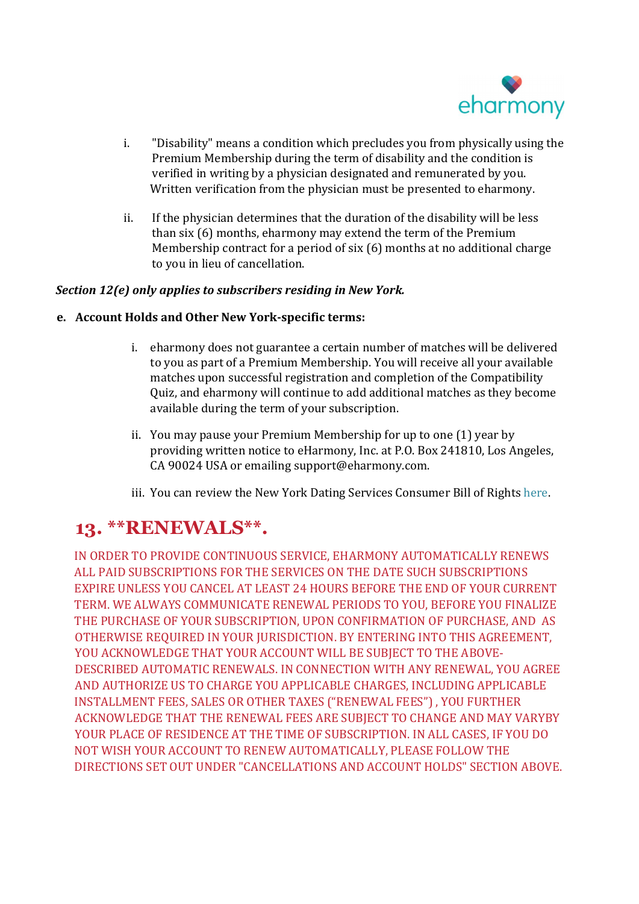i. "Disability" means a condition which precludes you from physically using the Premium Membership during the term of disability and the condition is verified in writing by a physician designated and remunerated by you. Written verification from the physician must be presented to eharmony.

ii. If the physician determines that the duration of the disability will be less than six (6) months, eharmony may extend the term of the Premium Membership contract for a period of six (6) months at no additional charge to you in lieu of cancellation.

***Section 12(e) only applies to subscribers residing in New York.***

**e. Account Holds and Other New York-specific terms:**

i. eharmony does not guarantee a certain number of matches will be delivered to you as part of a Premium Membership. You will receive all your available matches upon successful registration and completion of the Compatibility Quiz, and eharmony will continue to add additional matches as they become available during the term of your subscription.

ii. You may pause your Premium Membership for up to one (1) year by providing written notice to eHarmony, Inc. at P.O. Box 241810, Los Angeles, CA 90024 USA or emailing support@eharmony.com.

iii. You can review the New York Dating Services Consumer Bill of Rights here.

# 13. **RENEWALS**.

IN ORDER TO PROVIDE CONTINUOUS SERVICE, EHARMONY AUTOMATICALLY RENEWS ALL PAID SUBSCRIPTIONS FOR THE SERVICES ON THE DATE SUCH SUBSCRIPTIONS EXPIRE UNLESS YOU CANCEL AT LEAST 24 HOURS BEFORE THE END OF YOUR CURRENT TERM. WE ALWAYS COMMUNICATE RENEWAL PERIODS TO YOU, BEFORE YOU FINALIZE THE PURCHASE OF YOUR SUBSCRIPTION, UPON CONFIRMATION OF PURCHASE, AND AS OTHERWISE REQUIRED IN YOUR JURISDICTION. BY ENTERING INTO THIS AGREEMENT, YOU ACKNOWLEDGE THAT YOUR ACCOUNT WILL BE SUBJECT TO THE ABOVE-DESCRIBED AUTOMATIC RENEWALS. IN CONNECTION WITH ANY RENEWAL, YOU AGREE AND AUTHORIZE US TO CHARGE YOU APPLICABLE CHARGES, INCLUDING APPLICABLE INSTALLMENT FEES, SALES OR OTHER TAXES ("RENEWAL FEES") , YOU FURTHER ACKNOWLEDGE THAT THE RENEWAL FEES ARE SUBJECT TO CHANGE AND MAY VARYBY YOUR PLACE OF RESIDENCE AT THE TIME OF SUBSCRIPTION. IN ALL CASES, IF YOU DO NOT WISH YOUR ACCOUNT TO RENEW AUTOMATICALLY, PLEASE FOLLOW THE DIRECTIONS SET OUT UNDER "CANCELLATIONS AND ACCOUNT HOLDS" SECTION ABOVE.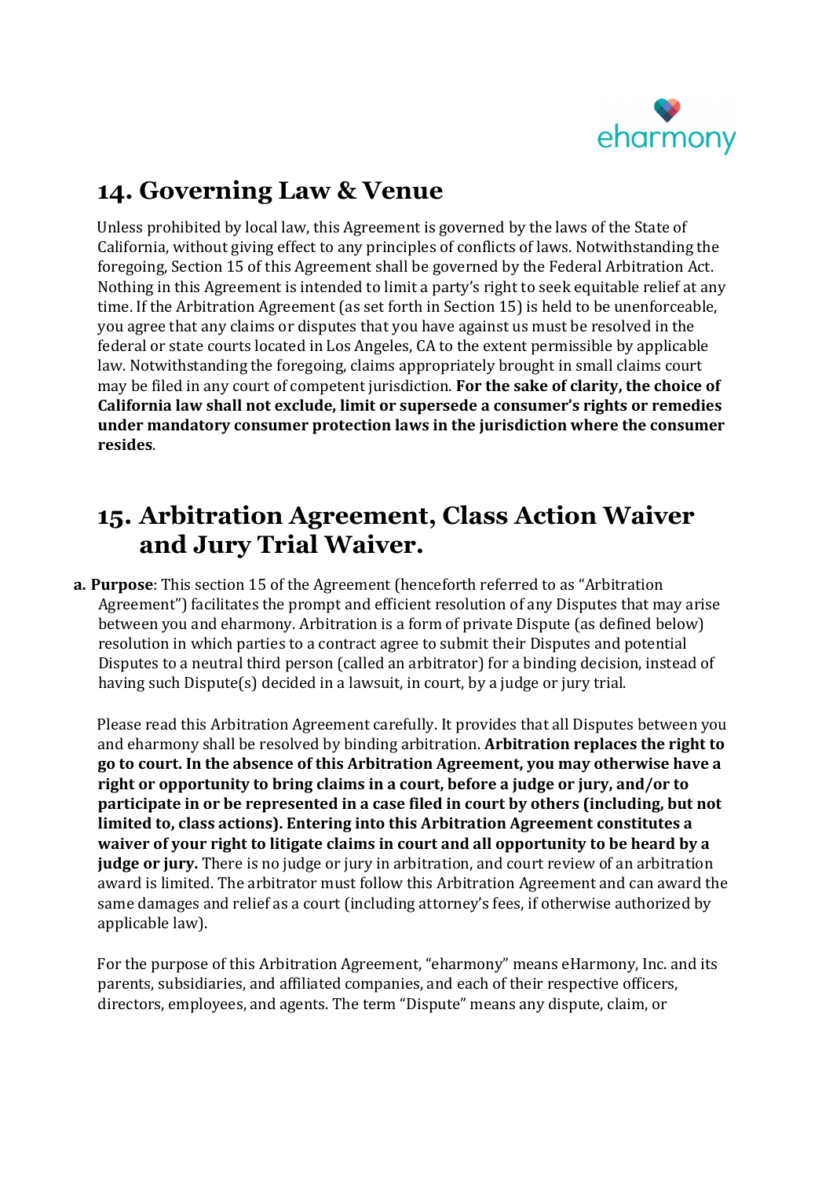## 14. Governing Law & Venue

Unless prohibited by local law, this Agreement is governed by the laws of the State of California, without giving effect to any principles of conflicts of laws. Notwithstanding the foregoing, Section 15 of this Agreement shall be governed by the Federal Arbitration Act. Nothing in this Agreement is intended to limit a party's right to seek equitable relief at any time. If the Arbitration Agreement (as set forth in Section 15) is held to be unenforceable, you agree that any claims or disputes that you have against us must be resolved in the federal or state courts located in Los Angeles, CA to the extent permissible by applicable law. Notwithstanding the foregoing, claims appropriately brought in small claims court may be filed in any court of competent jurisdiction. **For the sake of clarity, the choice of California law shall not exclude, limit or supersede a consumer's rights or remedies under mandatory consumer protection laws in the jurisdiction where the consumer resides**.

## 15. Arbitration Agreement, Class Action Waiver and Jury Trial Waiver.

**a. Purpose**: This section 15 of the Agreement (henceforth referred to as "Arbitration Agreement") facilitates the prompt and efficient resolution of any Disputes that may arise between you and eharmony. Arbitration is a form of private Dispute (as defined below) resolution in which parties to a contract agree to submit their Disputes and potential Disputes to a neutral third person (called an arbitrator) for a binding decision, instead of having such Dispute(s) decided in a lawsuit, in court, by a judge or jury trial.

Please read this Arbitration Agreement carefully. It provides that all Disputes between you and eharmony shall be resolved by binding arbitration. **Arbitration replaces the right to go to court. In the absence of this Arbitration Agreement, you may otherwise have a right or opportunity to bring claims in a court, before a judge or jury, and/or to participate in or be represented in a case filed in court by others (including, but not limited to, class actions). Entering into this Arbitration Agreement constitutes a waiver of your right to litigate claims in court and all opportunity to be heard by a judge or jury.** There is no judge or jury in arbitration, and court review of an arbitration award is limited. The arbitrator must follow this Arbitration Agreement and can award the same damages and relief as a court (including attorney's fees, if otherwise authorized by applicable law).

For the purpose of this Arbitration Agreement, "eharmony" means eHarmony, Inc. and its parents, subsidiaries, and affiliated companies, and each of their respective officers, directors, employees, and agents. The term "Dispute" means any dispute, claim, or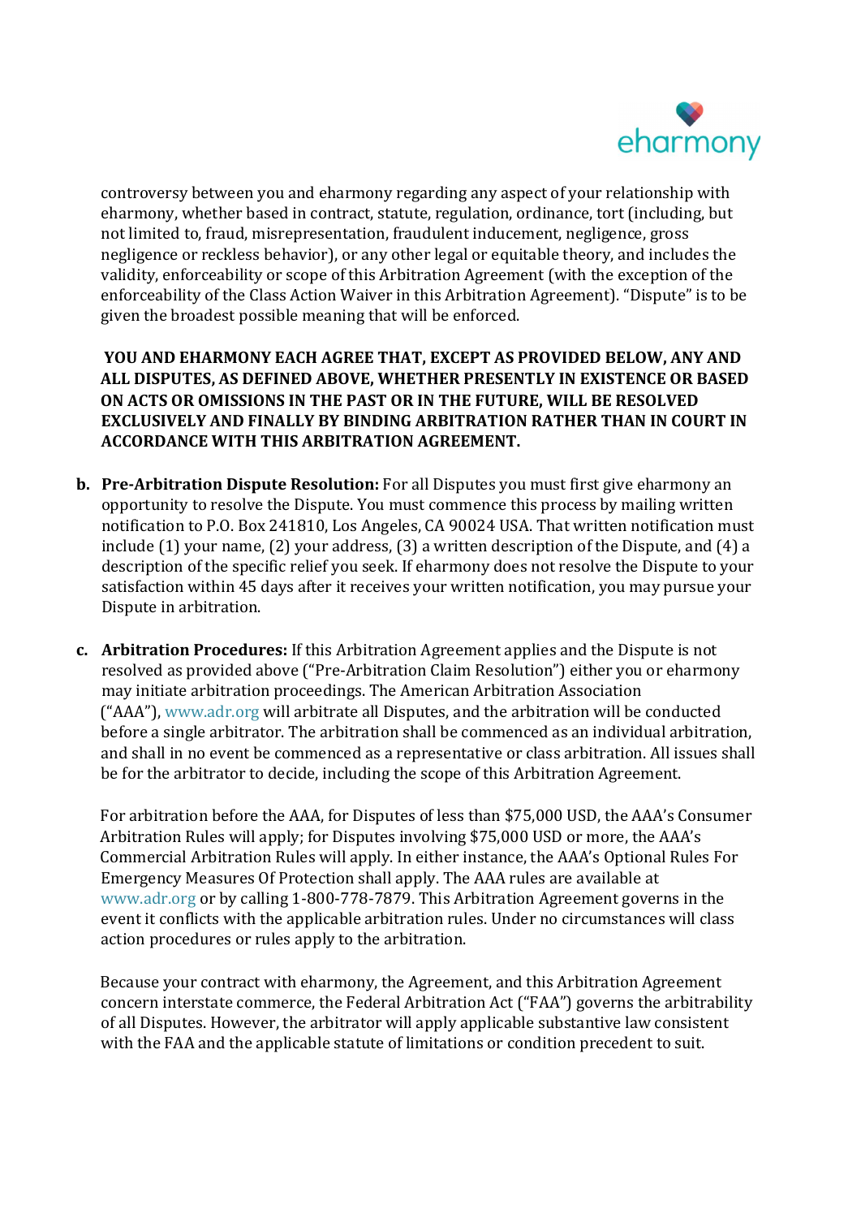controversy between you and eharmony regarding any aspect of your relationship with eharmony, whether based in contract, statute, regulation, ordinance, tort (including, but not limited to, fraud, misrepresentation, fraudulent inducement, negligence, gross negligence or reckless behavior), or any other legal or equitable theory, and includes the validity, enforceability or scope of this Arbitration Agreement (with the exception of the enforceability of the Class Action Waiver in this Arbitration Agreement). "Dispute" is to be given the broadest possible meaning that will be enforced.

**YOU AND EHARMONY EACH AGREE THAT, EXCEPT AS PROVIDED BELOW, ANY AND ALL DISPUTES, AS DEFINED ABOVE, WHETHER PRESENTLY IN EXISTENCE OR BASED ON ACTS OR OMISSIONS IN THE PAST OR IN THE FUTURE, WILL BE RESOLVED EXCLUSIVELY AND FINALLY BY BINDING ARBITRATION RATHER THAN IN COURT IN ACCORDANCE WITH THIS ARBITRATION AGREEMENT.**

b. **Pre-Arbitration Dispute Resolution:** For all Disputes you must first give eharmony an opportunity to resolve the Dispute. You must commence this process by mailing written notification to P.O. Box 241810, Los Angeles, CA 90024 USA. That written notification must include (1) your name, (2) your address, (3) a written description of the Dispute, and (4) a description of the specific relief you seek. If eharmony does not resolve the Dispute to your satisfaction within 45 days after it receives your written notification, you may pursue your Dispute in arbitration.

c. **Arbitration Procedures:** If this Arbitration Agreement applies and the Dispute is not resolved as provided above ("Pre-Arbitration Claim Resolution") either you or eharmony may initiate arbitration proceedings. The American Arbitration Association ("AAA"), www.adr.org will arbitrate all Disputes, and the arbitration will be conducted before a single arbitrator. The arbitration shall be commenced as an individual arbitration, and shall in no event be commenced as a representative or class arbitration. All issues shall be for the arbitrator to decide, including the scope of this Arbitration Agreement.

   For arbitration before the AAA, for Disputes of less than $75,000 USD, the AAA's Consumer Arbitration Rules will apply; for Disputes involving $75,000 USD or more, the AAA's Commercial Arbitration Rules will apply. In either instance, the AAA's Optional Rules For Emergency Measures Of Protection shall apply. The AAA rules are available at www.adr.org or by calling 1-800-778-7879. This Arbitration Agreement governs in the event it conflicts with the applicable arbitration rules. Under no circumstances will class action procedures or rules apply to the arbitration.

   Because your contract with eharmony, the Agreement, and this Arbitration Agreement concern interstate commerce, the Federal Arbitration Act ("FAA") governs the arbitrability of all Disputes. However, the arbitrator will apply applicable substantive law consistent with the FAA and the applicable statute of limitations or condition precedent to suit.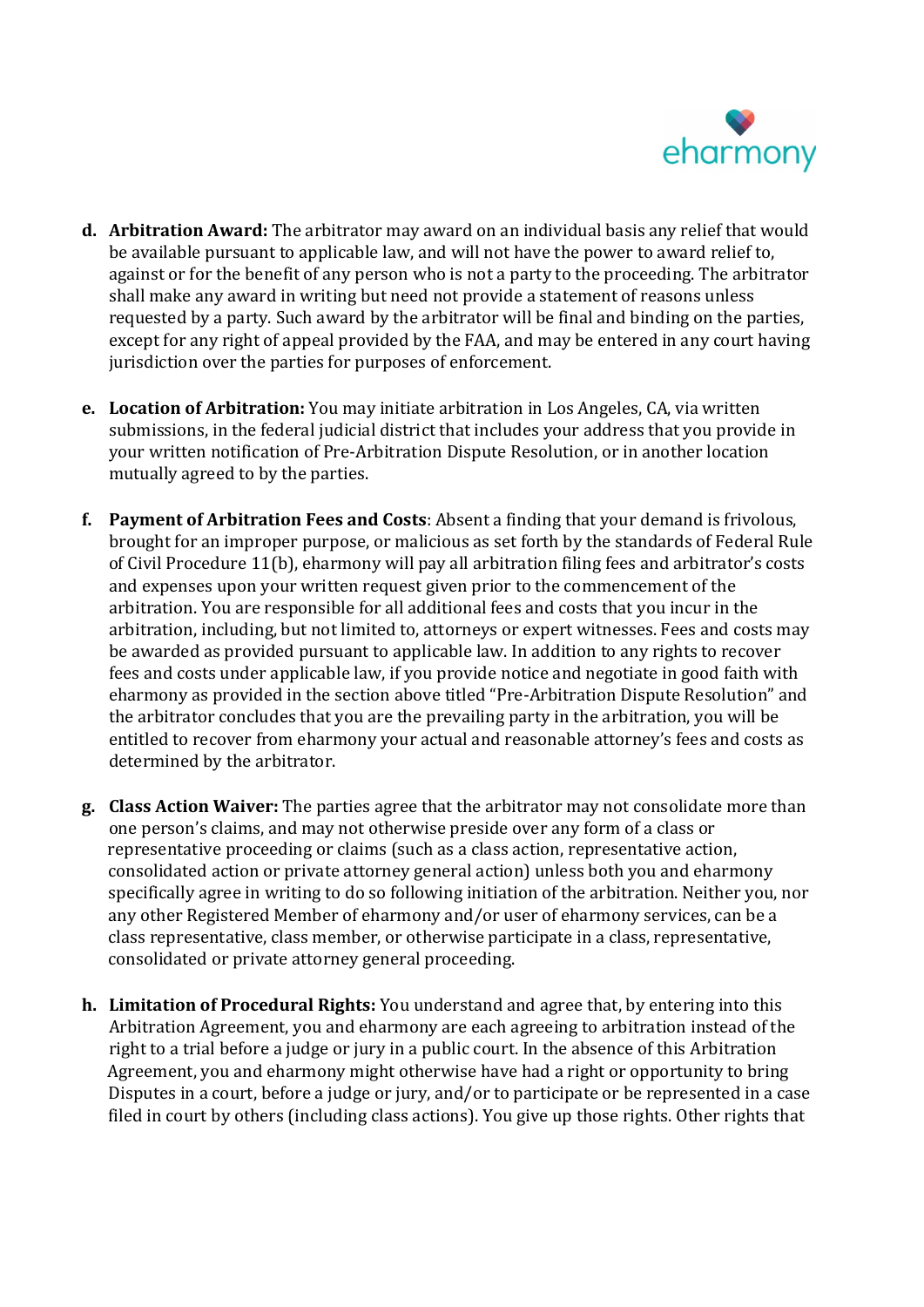d. **Arbitration Award:** The arbitrator may award on an individual basis any relief that would be available pursuant to applicable law, and will not have the power to award relief to, against or for the benefit of any person who is not a party to the proceeding. The arbitrator shall make any award in writing but need not provide a statement of reasons unless requested by a party. Such award by the arbitrator will be final and binding on the parties, except for any right of appeal provided by the FAA, and may be entered in any court having jurisdiction over the parties for purposes of enforcement.

e. **Location of Arbitration:** You may initiate arbitration in Los Angeles, CA, via written submissions, in the federal judicial district that includes your address that you provide in your written notification of Pre-Arbitration Dispute Resolution, or in another location mutually agreed to by the parties.

f. **Payment of Arbitration Fees and Costs**: Absent a finding that your demand is frivolous, brought for an improper purpose, or malicious as set forth by the standards of Federal Rule of Civil Procedure 11(b), eharmony will pay all arbitration filing fees and arbitrator's costs and expenses upon your written request given prior to the commencement of the arbitration. You are responsible for all additional fees and costs that you incur in the arbitration, including, but not limited to, attorneys or expert witnesses. Fees and costs may be awarded as provided pursuant to applicable law. In addition to any rights to recover fees and costs under applicable law, if you provide notice and negotiate in good faith with eharmony as provided in the section above titled "Pre-Arbitration Dispute Resolution" and the arbitrator concludes that you are the prevailing party in the arbitration, you will be entitled to recover from eharmony your actual and reasonable attorney's fees and costs as determined by the arbitrator.

g. **Class Action Waiver:** The parties agree that the arbitrator may not consolidate more than one person's claims, and may not otherwise preside over any form of a class or representative proceeding or claims (such as a class action, representative action, consolidated action or private attorney general action) unless both you and eharmony specifically agree in writing to do so following initiation of the arbitration. Neither you, nor any other Registered Member of eharmony and/or user of eharmony services, can be a class representative, class member, or otherwise participate in a class, representative, consolidated or private attorney general proceeding.

h. **Limitation of Procedural Rights:** You understand and agree that, by entering into this Arbitration Agreement, you and eharmony are each agreeing to arbitration instead of the right to a trial before a judge or jury in a public court. In the absence of this Arbitration Agreement, you and eharmony might otherwise have had a right or opportunity to bring Disputes in a court, before a judge or jury, and/or to participate or be represented in a case filed in court by others (including class actions). You give up those rights. Other rights that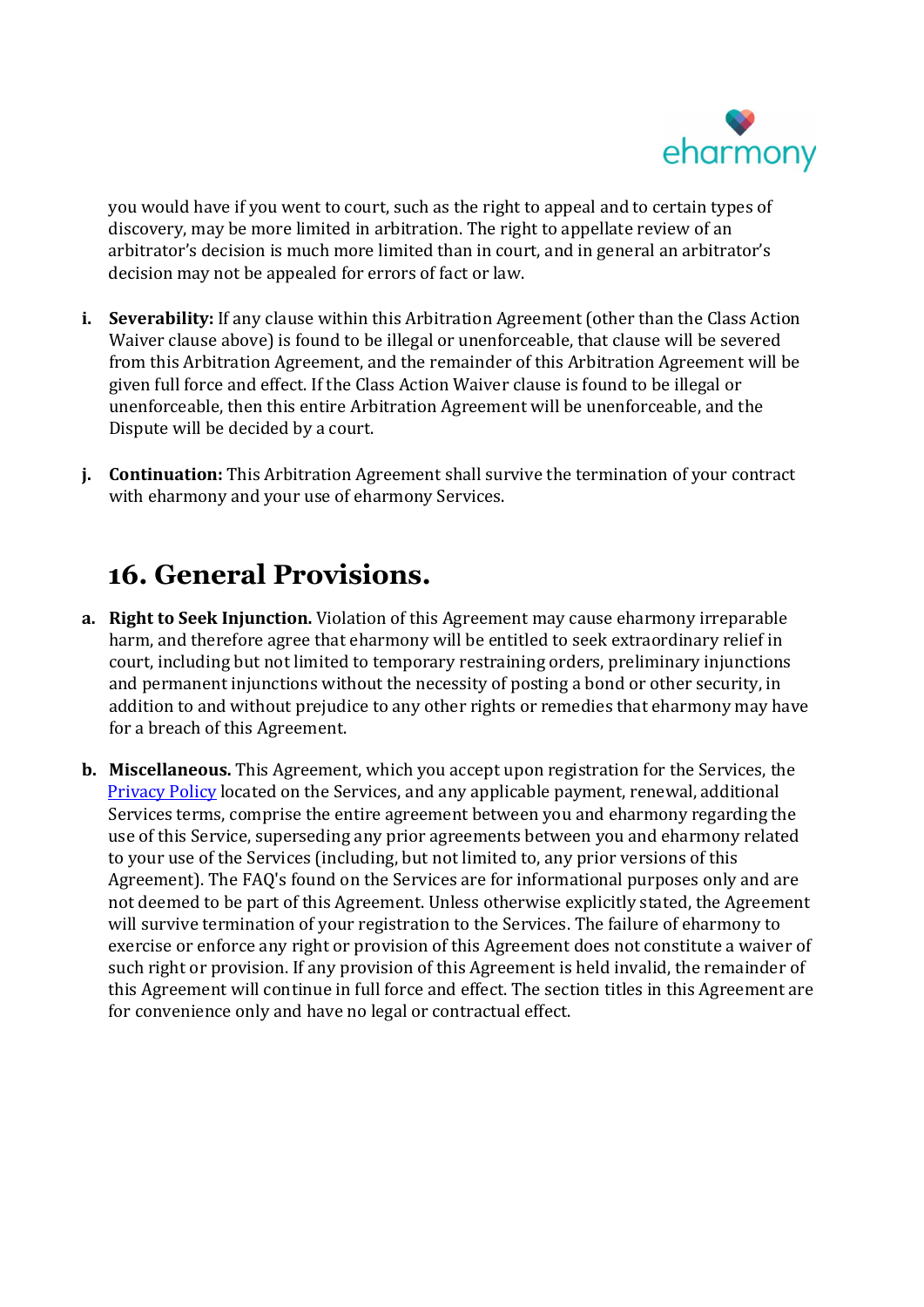you would have if you went to court, such as the right to appeal and to certain types of discovery, may be more limited in arbitration. The right to appellate review of an arbitrator's decision is much more limited than in court, and in general an arbitrator's decision may not be appealed for errors of fact or law.

i. **Severability:** If any clause within this Arbitration Agreement (other than the Class Action Waiver clause above) is found to be illegal or unenforceable, that clause will be severed from this Arbitration Agreement, and the remainder of this Arbitration Agreement will be given full force and effect. If the Class Action Waiver clause is found to be illegal or unenforceable, then this entire Arbitration Agreement will be unenforceable, and the Dispute will be decided by a court.

j. **Continuation:** This Arbitration Agreement shall survive the termination of your contract with eharmony and your use of eharmony Services.

## 16. General Provisions.

a. **Right to Seek Injunction.** Violation of this Agreement may cause eharmony irreparable harm, and therefore agree that eharmony will be entitled to seek extraordinary relief in court, including but not limited to temporary restraining orders, preliminary injunctions and permanent injunctions without the necessity of posting a bond or other security, in addition to and without prejudice to any other rights or remedies that eharmony may have for a breach of this Agreement.

b. **Miscellaneous.** This Agreement, which you accept upon registration for the Services, the Privacy Policy located on the Services, and any applicable payment, renewal, additional Services terms, comprise the entire agreement between you and eharmony regarding the use of this Service, superseding any prior agreements between you and eharmony related to your use of the Services (including, but not limited to, any prior versions of this Agreement). The FAQ's found on the Services are for informational purposes only and are not deemed to be part of this Agreement. Unless otherwise explicitly stated, the Agreement will survive termination of your registration to the Services. The failure of eharmony to exercise or enforce any right or provision of this Agreement does not constitute a waiver of such right or provision. If any provision of this Agreement is held invalid, the remainder of this Agreement will continue in full force and effect. The section titles in this Agreement are for convenience only and have no legal or contractual effect.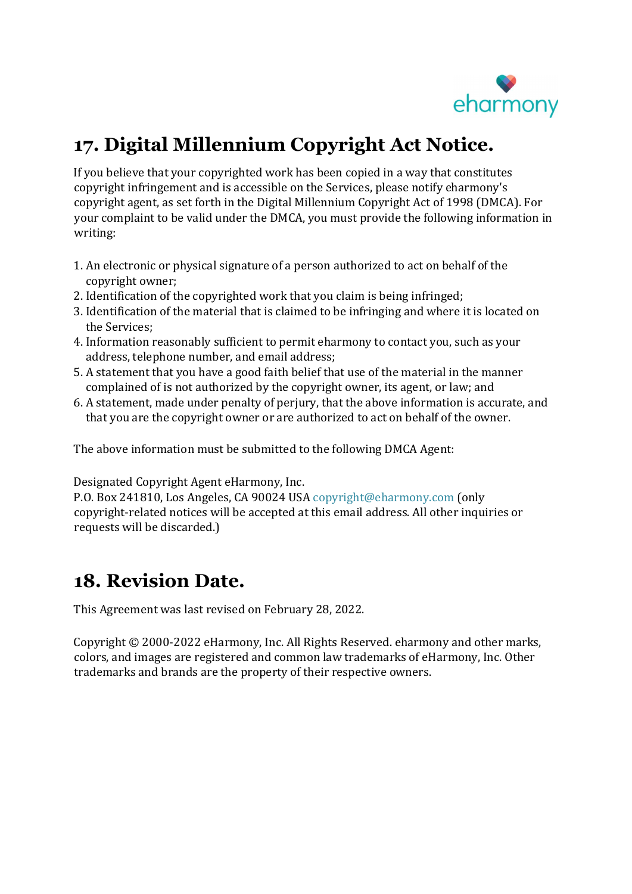## 17. Digital Millennium Copyright Act Notice.

If you believe that your copyrighted work has been copied in a way that constitutes copyright infringement and is accessible on the Services, please notify eharmony's copyright agent, as set forth in the Digital Millennium Copyright Act of 1998 (DMCA). For your complaint to be valid under the DMCA, you must provide the following information in writing:

1. An electronic or physical signature of a person authorized to act on behalf of the copyright owner;
2. Identification of the copyrighted work that you claim is being infringed;
3. Identification of the material that is claimed to be infringing and where it is located on the Services;
4. Information reasonably sufficient to permit eharmony to contact you, such as your address, telephone number, and email address;
5. A statement that you have a good faith belief that use of the material in the manner complained of is not authorized by the copyright owner, its agent, or law; and
6. A statement, made under penalty of perjury, that the above information is accurate, and that you are the copyright owner or are authorized to act on behalf of the owner.

The above information must be submitted to the following DMCA Agent:

Designated Copyright Agent eHarmony, Inc.
P.O. Box 241810, Los Angeles, CA 90024 USA copyright@eharmony.com (only copyright-related notices will be accepted at this email address. All other inquiries or requests will be discarded.)

## 18. Revision Date.

This Agreement was last revised on February 28, 2022.

Copyright © 2000-2022 eHarmony, Inc. All Rights Reserved. eharmony and other marks, colors, and images are registered and common law trademarks of eHarmony, Inc. Other trademarks and brands are the property of their respective owners.